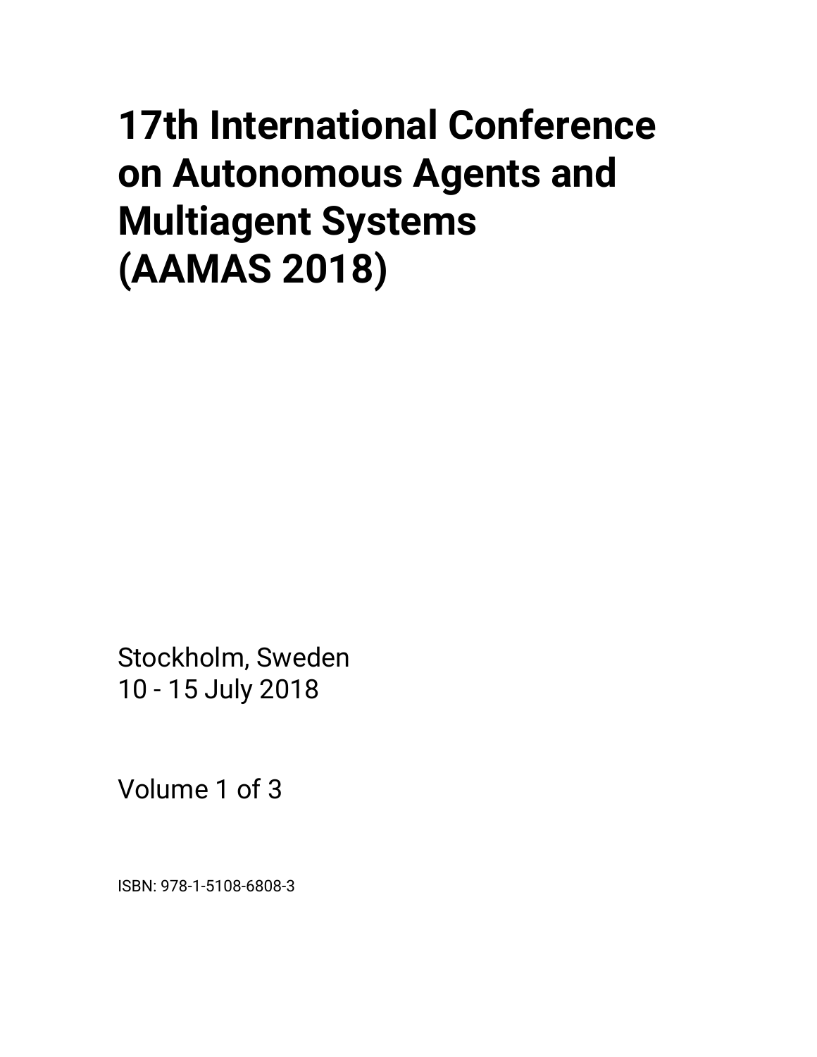# 17th International Conference on Autonomous Agents and Multiagent Systems (AAMAS 2018)

Stockholm, Sweden
10 - 15 July 2018

Volume 1 of 3

ISBN: 978-1-5108-6808-3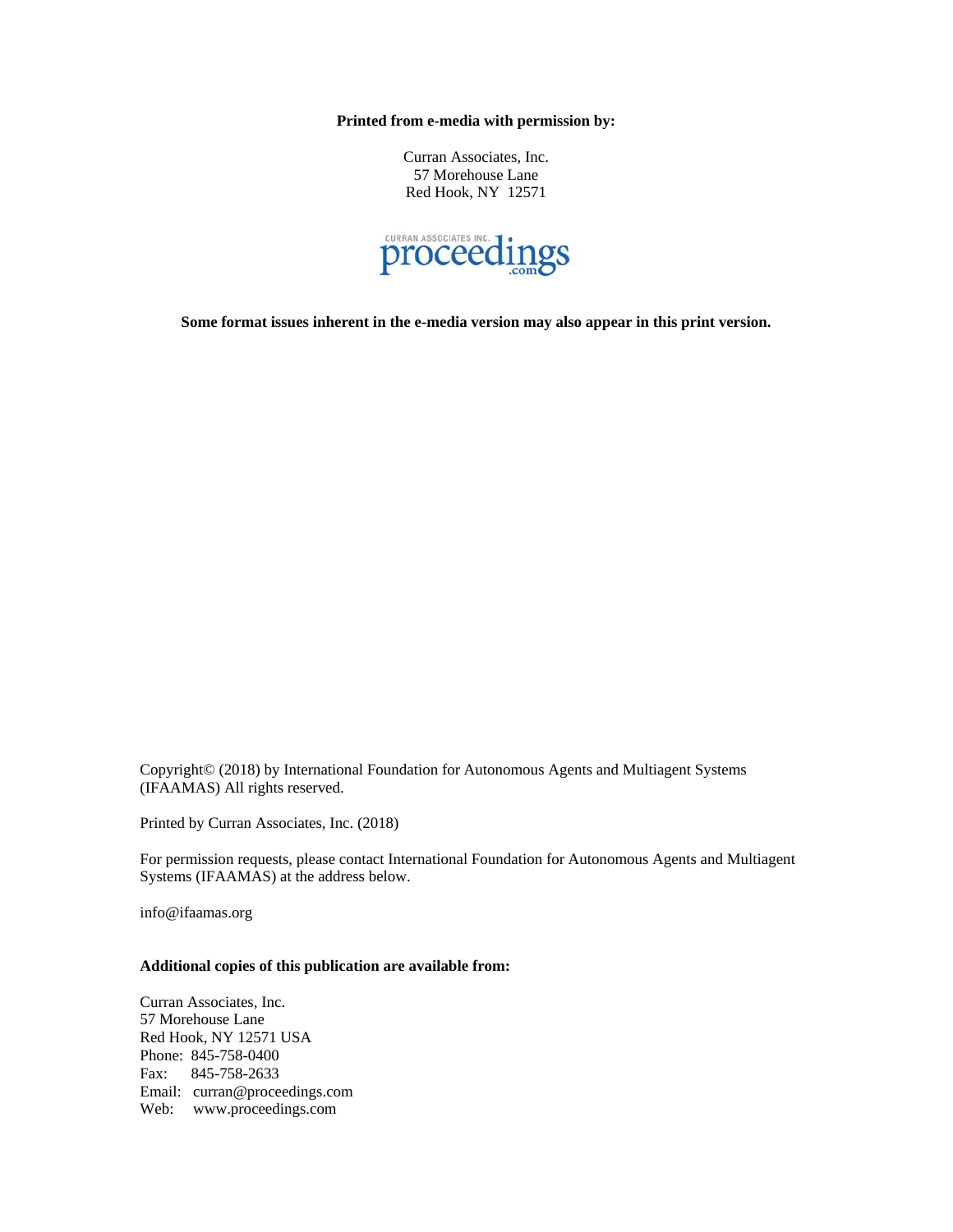**Printed from e-media with permission by:**

Curran Associates, Inc.
57 Morehouse Lane
Red Hook, NY 12571

CURRAN ASSOCIATES INC. proceedings.com

**Some format issues inherent in the e-media version may also appear in this print version.**

Copyright© (2018) by International Foundation for Autonomous Agents and Multiagent Systems (IFAAMAS) All rights reserved.

Printed by Curran Associates, Inc. (2018)

For permission requests, please contact International Foundation for Autonomous Agents and Multiagent Systems (IFAAMAS) at the address below.

info@ifaamas.org

**Additional copies of this publication are available from:**

Curran Associates, Inc.
57 Morehouse Lane
Red Hook, NY 12571 USA
Phone: 845-758-0400
Fax: 845-758-2633
Email: curran@proceedings.com
Web: www.proceedings.com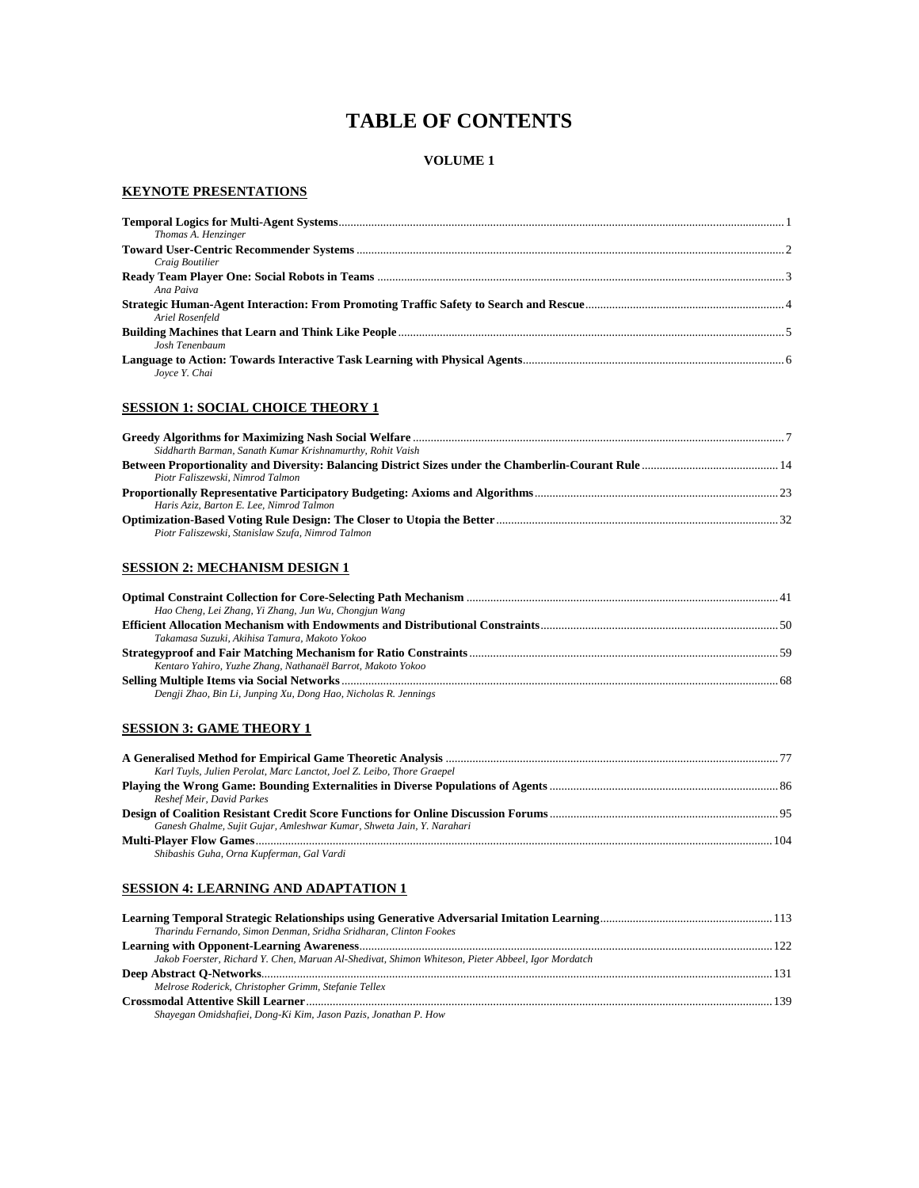# TABLE OF CONTENTS

### VOLUME 1

## KEYNOTE PRESENTATIONS

**Temporal Logics for Multi-Agent Systems** .... 1
*Thomas A. Henzinger*

**Toward User-Centric Recommender Systems** .... 2
*Craig Boutilier*

**Ready Team Player One: Social Robots in Teams** .... 3
*Ana Paiva*

**Strategic Human-Agent Interaction: From Promoting Traffic Safety to Search and Rescue** .... 4
*Ariel Rosenfeld*

**Building Machines that Learn and Think Like People** .... 5
*Josh Tenenbaum*

**Language to Action: Towards Interactive Task Learning with Physical Agents** .... 6
*Joyce Y. Chai*

## SESSION 1: SOCIAL CHOICE THEORY 1

**Greedy Algorithms for Maximizing Nash Social Welfare** .... 7
*Siddharth Barman, Sanath Kumar Krishnamurthy, Rohit Vaish*

**Between Proportionality and Diversity: Balancing District Sizes under the Chamberlin-Courant Rule** .... 14
*Piotr Faliszewski, Nimrod Talmon*

**Proportionally Representative Participatory Budgeting: Axioms and Algorithms** .... 23
*Haris Aziz, Barton E. Lee, Nimrod Talmon*

**Optimization-Based Voting Rule Design: The Closer to Utopia the Better** .... 32
*Piotr Faliszewski, Stanislaw Szufa, Nimrod Talmon*

## SESSION 2: MECHANISM DESIGN 1

**Optimal Constraint Collection for Core-Selecting Path Mechanism** .... 41
*Hao Cheng, Lei Zhang, Yi Zhang, Jun Wu, Chongjun Wang*

**Efficient Allocation Mechanism with Endowments and Distributional Constraints** .... 50
*Takamasa Suzuki, Akihisa Tamura, Makoto Yokoo*

**Strategyproof and Fair Matching Mechanism for Ratio Constraints** .... 59
*Kentaro Yahiro, Yuzhe Zhang, Nathanaël Barrot, Makoto Yokoo*

**Selling Multiple Items via Social Networks** .... 68
*Dengji Zhao, Bin Li, Junping Xu, Dong Hao, Nicholas R. Jennings*

## SESSION 3: GAME THEORY 1

**A Generalised Method for Empirical Game Theoretic Analysis** .... 77
*Karl Tuyls, Julien Perolat, Marc Lanctot, Joel Z. Leibo, Thore Graepel*

**Playing the Wrong Game: Bounding Externalities in Diverse Populations of Agents** .... 86
*Reshef Meir, David Parkes*

**Design of Coalition Resistant Credit Score Functions for Online Discussion Forums** .... 95
*Ganesh Ghalme, Sujit Gujar, Amleshwar Kumar, Shweta Jain, Y. Narahari*

**Multi-Player Flow Games** .... 104
*Shibashis Guha, Orna Kupferman, Gal Vardi*

## SESSION 4: LEARNING AND ADAPTATION 1

**Learning Temporal Strategic Relationships using Generative Adversarial Imitation Learning** .... 113
*Tharindu Fernando, Simon Denman, Sridha Sridharan, Clinton Fookes*

**Learning with Opponent-Learning Awareness** .... 122
*Jakob Foerster, Richard Y. Chen, Maruan Al-Shedivat, Shimon Whiteson, Pieter Abbeel, Igor Mordatch*

**Deep Abstract Q-Networks** .... 131
*Melrose Roderick, Christopher Grimm, Stefanie Tellex*

**Crossmodal Attentive Skill Learner** .... 139
*Shayegan Omidshafiei, Dong-Ki Kim, Jason Pazis, Jonathan P. How*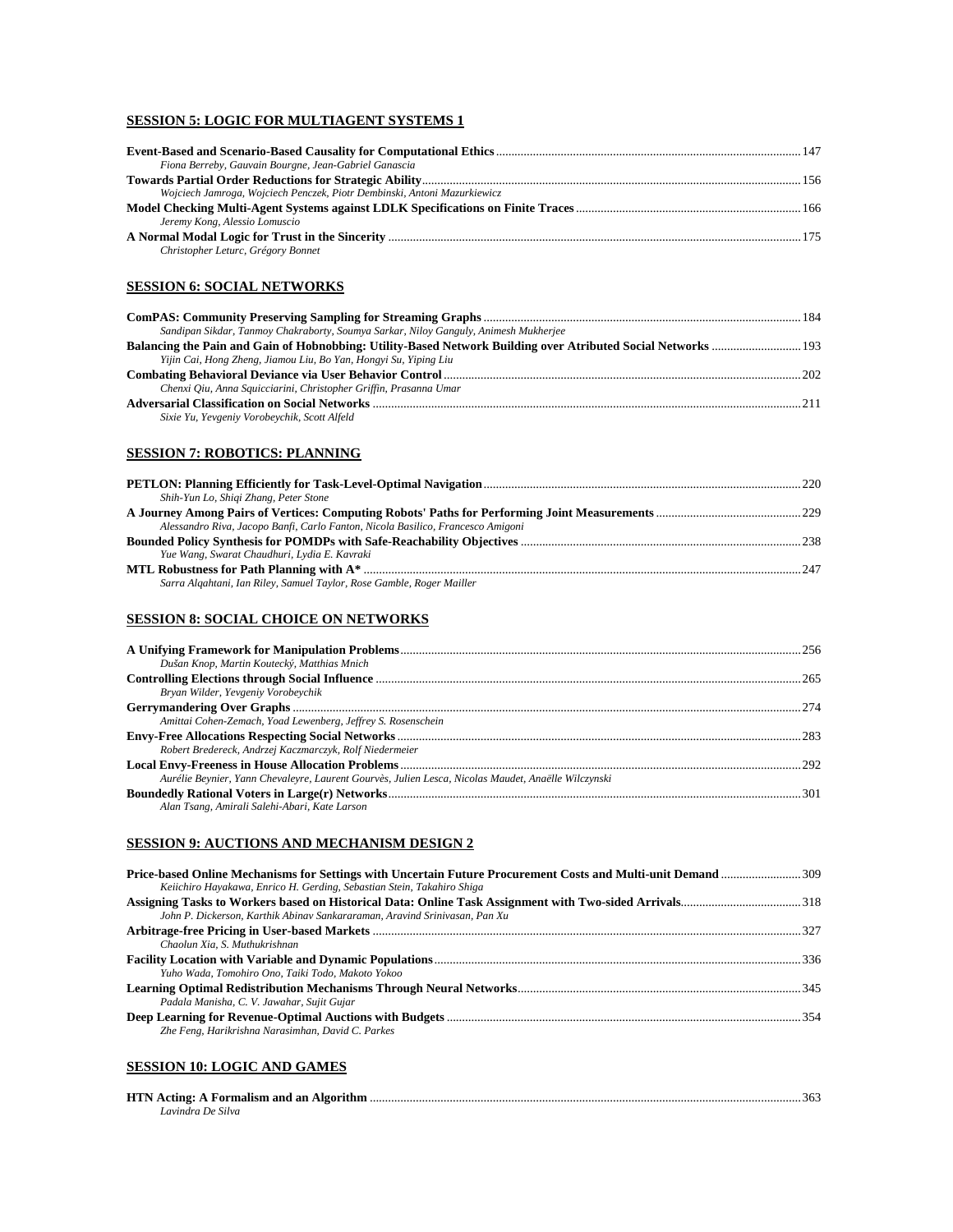## SESSION 5: LOGIC FOR MULTIAGENT SYSTEMS 1

**Event-Based and Scenario-Based Causality for Computational Ethics** .......... 147
*Fiona Berreby, Gauvain Bourgne, Jean-Gabriel Ganascia*

**Towards Partial Order Reductions for Strategic Ability** .......... 156
*Wojciech Jamroga, Wojciech Penczek, Piotr Dembinski, Antoni Mazurkiewicz*

**Model Checking Multi-Agent Systems against LDLK Specifications on Finite Traces** .......... 166
*Jeremy Kong, Alessio Lomuscio*

**A Normal Modal Logic for Trust in the Sincerity** .......... 175
*Christopher Leturc, Grégory Bonnet*

## SESSION 6: SOCIAL NETWORKS

**ComPAS: Community Preserving Sampling for Streaming Graphs** .......... 184
*Sandipan Sikdar, Tanmoy Chakraborty, Soumya Sarkar, Niloy Ganguly, Animesh Mukherjee*

**Balancing the Pain and Gain of Hobnobbing: Utility-Based Network Building over Atributed Social Networks** .......... 193
*Yijin Cai, Hong Zheng, Jiamou Liu, Bo Yan, Hongyi Su, Yiping Liu*

**Combating Behavioral Deviance via User Behavior Control** .......... 202
*Chenxi Qiu, Anna Squicciarini, Christopher Griffin, Prasanna Umar*

**Adversarial Classification on Social Networks** .......... 211
*Sixie Yu, Yevgeniy Vorobeychik, Scott Alfeld*

## SESSION 7: ROBOTICS: PLANNING

**PETLON: Planning Efficiently for Task-Level-Optimal Navigation** .......... 220
*Shih-Yun Lo, Shiqi Zhang, Peter Stone*

**A Journey Among Pairs of Vertices: Computing Robots' Paths for Performing Joint Measurements** .......... 229
*Alessandro Riva, Jacopo Banfi, Carlo Fanton, Nicola Basilico, Francesco Amigoni*

**Bounded Policy Synthesis for POMDPs with Safe-Reachability Objectives** .......... 238
*Yue Wang, Swarat Chaudhuri, Lydia E. Kavraki*

**MTL Robustness for Path Planning with A*** .......... 247
*Sarra Alqahtani, Ian Riley, Samuel Taylor, Rose Gamble, Roger Mailler*

## SESSION 8: SOCIAL CHOICE ON NETWORKS

**A Unifying Framework for Manipulation Problems** .......... 256
*Dušan Knop, Martin Koutecký, Matthias Mnich*

**Controlling Elections through Social Influence** .......... 265
*Bryan Wilder, Yevgeniy Vorobeychik*

**Gerrymandering Over Graphs** .......... 274
*Amittai Cohen-Zemach, Yoad Lewenberg, Jeffrey S. Rosenschein*

**Envy-Free Allocations Respecting Social Networks** .......... 283
*Robert Bredereck, Andrzej Kaczmarczyk, Rolf Niedermeier*

**Local Envy-Freeness in House Allocation Problems** .......... 292
*Aurélie Beynier, Yann Chevaleyre, Laurent Gourvès, Julien Lesca, Nicolas Maudet, Anaëlle Wilczynski*

**Boundedly Rational Voters in Large(r) Networks** .......... 301
*Alan Tsang, Amirali Salehi-Abari, Kate Larson*

## SESSION 9: AUCTIONS AND MECHANISM DESIGN 2

**Price-based Online Mechanisms for Settings with Uncertain Future Procurement Costs and Multi-unit Demand** .......... 309
*Keiichiro Hayakawa, Enrico H. Gerding, Sebastian Stein, Takahiro Shiga*

**Assigning Tasks to Workers based on Historical Data: Online Task Assignment with Two-sided Arrivals** .......... 318
*John P. Dickerson, Karthik Abinav Sankararaman, Aravind Srinivasan, Pan Xu*

**Arbitrage-free Pricing in User-based Markets** .......... 327
*Chaolun Xia, S. Muthukrishnan*

**Facility Location with Variable and Dynamic Populations** .......... 336
*Yuho Wada, Tomohiro Ono, Taiki Todo, Makoto Yokoo*

**Learning Optimal Redistribution Mechanisms Through Neural Networks** .......... 345
*Padala Manisha, C. V. Jawahar, Sujit Gujar*

**Deep Learning for Revenue-Optimal Auctions with Budgets** .......... 354
*Zhe Feng, Harikrishna Narasimhan, David C. Parkes*

## SESSION 10: LOGIC AND GAMES

**HTN Acting: A Formalism and an Algorithm** .......... 363
*Lavindra De Silva*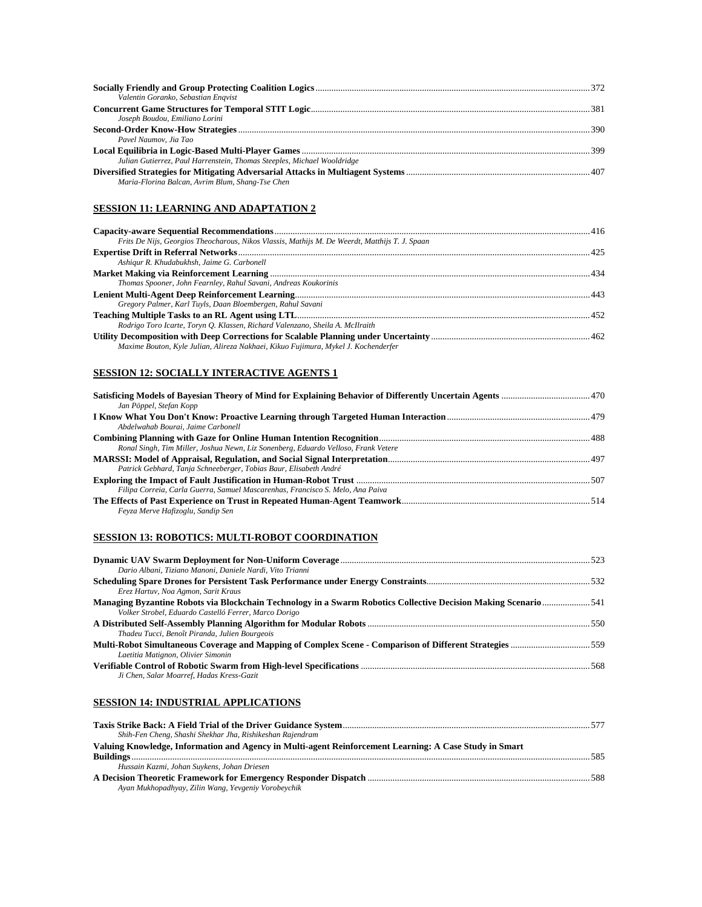**Socially Friendly and Group Protecting Coalition Logics** ... 372
*Valentin Goranko, Sebastian Enqvist*

**Concurrent Game Structures for Temporal STIT Logic** ... 381
*Joseph Boudou, Emiliano Lorini*

**Second-Order Know-How Strategies** ... 390
*Pavel Naumov, Jia Tao*

**Local Equilibria in Logic-Based Multi-Player Games** ... 399
*Julian Gutierrez, Paul Harrenstein, Thomas Steeples, Michael Wooldridge*

**Diversified Strategies for Mitigating Adversarial Attacks in Multiagent Systems** ... 407
*Maria-Florina Balcan, Avrim Blum, Shang-Tse Chen*

## SESSION 11: LEARNING AND ADAPTATION 2

**Capacity-aware Sequential Recommendations** ... 416
*Frits De Nijs, Georgios Theocharous, Nikos Vlassis, Mathijs M. De Weerdt, Matthijs T. J. Spaan*

**Expertise Drift in Referral Networks** ... 425
*Ashiqur R. Khudabukhsh, Jaime G. Carbonell*

**Market Making via Reinforcement Learning** ... 434
*Thomas Spooner, John Fearnley, Rahul Savani, Andreas Koukorinis*

**Lenient Multi-Agent Deep Reinforcement Learning** ... 443
*Gregory Palmer, Karl Tuyls, Daan Bloembergen, Rahul Savani*

**Teaching Multiple Tasks to an RL Agent using LTL** ... 452
*Rodrigo Toro Icarte, Toryn Q. Klassen, Richard Valenzano, Sheila A. McIlraith*

**Utility Decomposition with Deep Corrections for Scalable Planning under Uncertainty** ... 462
*Maxime Bouton, Kyle Julian, Alireza Nakhaei, Kikuo Fujimura, Mykel J. Kochenderfer*

## SESSION 12: SOCIALLY INTERACTIVE AGENTS 1

**Satisficing Models of Bayesian Theory of Mind for Explaining Behavior of Differently Uncertain Agents** ... 470
*Jan Pöppel, Stefan Kopp*

**I Know What You Don't Know: Proactive Learning through Targeted Human Interaction** ... 479
*Abdelwahab Bourai, Jaime Carbonell*

**Combining Planning with Gaze for Online Human Intention Recognition** ... 488
*Ronal Singh, Tim Miller, Joshua Newn, Liz Sonenberg, Eduardo Velloso, Frank Vetere*

**MARSSI: Model of Appraisal, Regulation, and Social Signal Interpretation** ... 497
*Patrick Gebhard, Tanja Schneeberger, Tobias Baur, Elisabeth André*

**Exploring the Impact of Fault Justification in Human-Robot Trust** ... 507
*Filipa Correia, Carla Guerra, Samuel Mascarenhas, Francisco S. Melo, Ana Paiva*

**The Effects of Past Experience on Trust in Repeated Human-Agent Teamwork** ... 514
*Feyza Merve Hafizoglu, Sandip Sen*

## SESSION 13: ROBOTICS: MULTI-ROBOT COORDINATION

**Dynamic UAV Swarm Deployment for Non-Uniform Coverage** ... 523
*Dario Albani, Tiziano Manoni, Daniele Nardi, Vito Trianni*

**Scheduling Spare Drones for Persistent Task Performance under Energy Constraints** ... 532
*Erez Hartuv, Noa Agmon, Sarit Kraus*

**Managing Byzantine Robots via Blockchain Technology in a Swarm Robotics Collective Decision Making Scenario** ... 541
*Volker Strobel, Eduardo Castelló Ferrer, Marco Dorigo*

**A Distributed Self-Assembly Planning Algorithm for Modular Robots** ... 550
*Thadeu Tucci, Benoît Piranda, Julien Bourgeois*

**Multi-Robot Simultaneous Coverage and Mapping of Complex Scene - Comparison of Different Strategies** ... 559
*Laetitia Matignon, Olivier Simonin*

**Verifiable Control of Robotic Swarm from High-level Specifications** ... 568
*Ji Chen, Salar Moarref, Hadas Kress-Gazit*

## SESSION 14: INDUSTRIAL APPLICATIONS

**Taxis Strike Back: A Field Trial of the Driver Guidance System** ... 577
*Shih-Fen Cheng, Shashi Shekhar Jha, Rishikeshan Rajendram*

**Valuing Knowledge, Information and Agency in Multi-agent Reinforcement Learning: A Case Study in Smart Buildings** ... 585
*Hussain Kazmi, Johan Suykens, Johan Driesen*

**A Decision Theoretic Framework for Emergency Responder Dispatch** ... 588
*Ayan Mukhopadhyay, Zilin Wang, Yevgeniy Vorobeychik*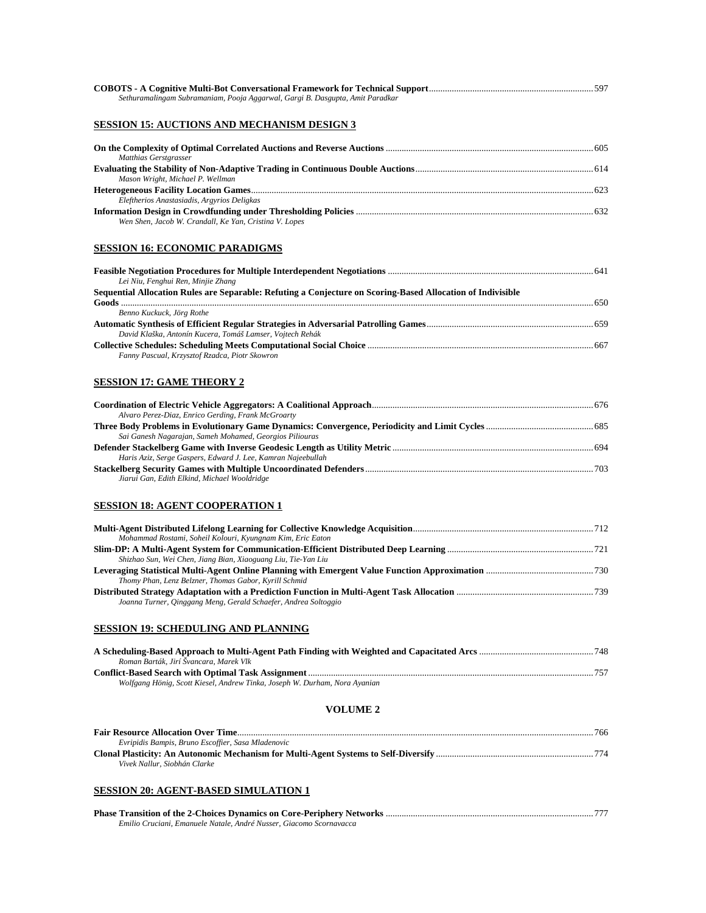**COBOTS - A Cognitive Multi-Bot Conversational Framework for Technical Support** ........ 597
*Sethuramalingam Subramaniam, Pooja Aggarwal, Gargi B. Dasgupta, Amit Paradkar*

## SESSION 15: AUCTIONS AND MECHANISM DESIGN 3

**On the Complexity of Optimal Correlated Auctions and Reverse Auctions** ........ 605
*Matthias Gerstgrasser*

**Evaluating the Stability of Non-Adaptive Trading in Continuous Double Auctions** ........ 614
*Mason Wright, Michael P. Wellman*

**Heterogeneous Facility Location Games** ........ 623
*Eleftherios Anastasiadis, Argyrios Deligkas*

**Information Design in Crowdfunding under Thresholding Policies** ........ 632
*Wen Shen, Jacob W. Crandall, Ke Yan, Cristina V. Lopes*

## SESSION 16: ECONOMIC PARADIGMS

**Feasible Negotiation Procedures for Multiple Interdependent Negotiations** ........ 641
*Lei Niu, Fenghui Ren, Minjie Zhang*

**Sequential Allocation Rules are Separable: Refuting a Conjecture on Scoring-Based Allocation of Indivisible Goods** ........ 650
*Benno Kuckuck, Jörg Rothe*

**Automatic Synthesis of Efficient Regular Strategies in Adversarial Patrolling Games** ........ 659
*David Klaška, Antonín Kucera, Tomáš Lamser, Vojtech Rehák*

**Collective Schedules: Scheduling Meets Computational Social Choice** ........ 667
*Fanny Pascual, Krzysztof Rzadca, Piotr Skowron*

## SESSION 17: GAME THEORY 2

**Coordination of Electric Vehicle Aggregators: A Coalitional Approach** ........ 676
*Alvaro Perez-Diaz, Enrico Gerding, Frank McGroarty*

**Three Body Problems in Evolutionary Game Dynamics: Convergence, Periodicity and Limit Cycles** ........ 685
*Sai Ganesh Nagarajan, Sameh Mohamed, Georgios Piliouras*

**Defender Stackelberg Game with Inverse Geodesic Length as Utility Metric** ........ 694
*Haris Aziz, Serge Gaspers, Edward J. Lee, Kamran Najeebullah*

**Stackelberg Security Games with Multiple Uncoordinated Defenders** ........ 703
*Jiarui Gan, Edith Elkind, Michael Wooldridge*

## SESSION 18: AGENT COOPERATION 1

**Multi-Agent Distributed Lifelong Learning for Collective Knowledge Acquisition** ........ 712
*Mohammad Rostami, Soheil Kolouri, Kyungnam Kim, Eric Eaton*

**Slim-DP: A Multi-Agent System for Communication-Efficient Distributed Deep Learning** ........ 721
*Shizhao Sun, Wei Chen, Jiang Bian, Xiaoguang Liu, Tie-Yan Liu*

**Leveraging Statistical Multi-Agent Online Planning with Emergent Value Function Approximation** ........ 730
*Thomy Phan, Lenz Belzner, Thomas Gabor, Kyrill Schmid*

**Distributed Strategy Adaptation with a Prediction Function in Multi-Agent Task Allocation** ........ 739
*Joanna Turner, Qinggang Meng, Gerald Schaefer, Andrea Soltoggio*

## SESSION 19: SCHEDULING AND PLANNING

**A Scheduling-Based Approach to Multi-Agent Path Finding with Weighted and Capacitated Arcs** ........ 748
*Roman Barták, Jiří Švancara, Marek Vlk*

**Conflict-Based Search with Optimal Task Assignment** ........ 757
*Wolfgang Hönig, Scott Kiesel, Andrew Tinka, Joseph W. Durham, Nora Ayanian*

## VOLUME 2

**Fair Resource Allocation Over Time** ........ 766
*Evripidis Bampis, Bruno Escoffier, Sasa Mladenovic*

**Clonal Plasticity: An Autonomic Mechanism for Multi-Agent Systems to Self-Diversify** ........ 774
*Vivek Nallur, Siobhán Clarke*

## SESSION 20: AGENT-BASED SIMULATION 1

**Phase Transition of the 2-Choices Dynamics on Core-Periphery Networks** ........ 777
*Emilio Cruciani, Emanuele Natale, André Nusser, Giacomo Scornavacca*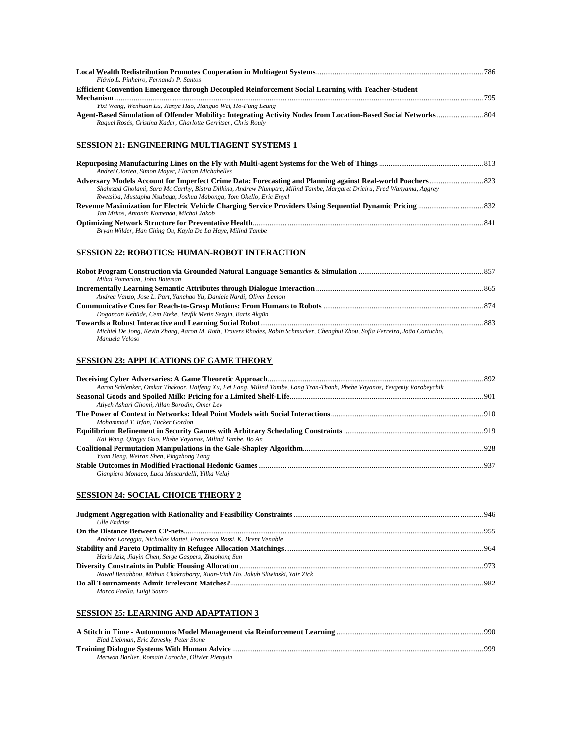**Local Wealth Redistribution Promotes Cooperation in Multiagent Systems** ....... 786
*Flávio L. Pinheiro, Fernando P. Santos*

**Efficient Convention Emergence through Decoupled Reinforcement Social Learning with Teacher-Student Mechanism** ....... 795
*Yixi Wang, Wenhuan Lu, Jianye Hao, Jianguo Wei, Ho-Fung Leung*

**Agent-Based Simulation of Offender Mobility: Integrating Activity Nodes from Location-Based Social Networks** ....... 804
*Raquel Rosés, Cristina Kadar, Charlotte Gerritsen, Chris Rouly*

## SESSION 21: ENGINEERING MULTIAGENT SYSTEMS 1

**Repurposing Manufacturing Lines on the Fly with Multi-agent Systems for the Web of Things** ....... 813
*Andrei Ciortea, Simon Mayer, Florian Michahelles*

**Adversary Models Account for Imperfect Crime Data: Forecasting and Planning against Real-world Poachers** ....... 823
*Shahrzad Gholami, Sara Mc Carthy, Bistra Dilkina, Andrew Plumptre, Milind Tambe, Margaret Driciru, Fred Wanyama, Aggrey Rwetsiba, Mustapha Nsubaga, Joshua Mabonga, Tom Okello, Eric Enyel*

**Revenue Maximization for Electric Vehicle Charging Service Providers Using Sequential Dynamic Pricing** ....... 832
*Jan Mrkos, Antonín Komenda, Michal Jakob*

**Optimizing Network Structure for Preventative Health** ....... 841
*Bryan Wilder, Han Ching Ou, Kayla De La Haye, Milind Tambe*

## SESSION 22: ROBOTICS: HUMAN-ROBOT INTERACTION

**Robot Program Construction via Grounded Natural Language Semantics & Simulation** ....... 857
*Mihai Pomarlan, John Bateman*

**Incrementally Learning Semantic Attributes through Dialogue Interaction** ....... 865
*Andrea Vanzo, Jose L. Part, Yanchao Yu, Daniele Nardi, Oliver Lemon*

**Communicative Cues for Reach-to-Grasp Motions: From Humans to Robots** ....... 874
*Dogancan Kebüde, Cem Eteke, Tevfik Metin Sezgin, Baris Akgün*

**Towards a Robust Interactive and Learning Social Robot** ....... 883
*Michiel De Jong, Kevin Zhang, Aaron M. Roth, Travers Rhodes, Robin Schmucker, Chenghui Zhou, Sofia Ferreira, João Cartucho, Manuela Veloso*

## SESSION 23: APPLICATIONS OF GAME THEORY

**Deceiving Cyber Adversaries: A Game Theoretic Approach** ....... 892
*Aaron Schlenker, Omkar Thakoor, Haifeng Xu, Fei Fang, Milind Tambe, Long Tran-Thanh, Phebe Vayanos, Yevgeniy Vorobeychik*

**Seasonal Goods and Spoiled Milk: Pricing for a Limited Shelf-Life** ....... 901
*Atiyeh Ashari Ghomi, Allan Borodin, Omer Lev*

**The Power of Context in Networks: Ideal Point Models with Social Interactions** ....... 910
*Mohammad T. Irfan, Tucker Gordon*

**Equilibrium Refinement in Security Games with Arbitrary Scheduling Constraints** ....... 919
*Kai Wang, Qingyu Guo, Phebe Vayanos, Milind Tambe, Bo An*

**Coalitional Permutation Manipulations in the Gale-Shapley Algorithm** ....... 928
*Yuan Deng, Weiran Shen, Pingzhong Tang*

**Stable Outcomes in Modified Fractional Hedonic Games** ....... 937
*Gianpiero Monaco, Luca Moscardelli, Yllka Velaj*

## SESSION 24: SOCIAL CHOICE THEORY 2

**Judgment Aggregation with Rationality and Feasibility Constraints** ....... 946
*Ulle Endriss*

**On the Distance Between CP-nets** ....... 955
*Andrea Loreggia, Nicholas Mattei, Francesca Rossi, K. Brent Venable*

**Stability and Pareto Optimality in Refugee Allocation Matchings** ....... 964
*Haris Aziz, Jiayin Chen, Serge Gaspers, Zhaohong Sun*

**Diversity Constraints in Public Housing Allocation** ....... 973
*Nawal Benabbou, Mithun Chakraborty, Xuan-Vinh Ho, Jakub Sliwinski, Yair Zick*

**Do all Tournaments Admit Irrelevant Matches?** ....... 982
*Marco Faella, Luigi Sauro*

## SESSION 25: LEARNING AND ADAPTATION 3

**A Stitch in Time - Autonomous Model Management via Reinforcement Learning** ....... 990
*Elad Liebman, Eric Zavesky, Peter Stone*

**Training Dialogue Systems With Human Advice** ....... 999
*Merwan Barlier, Romain Laroche, Olivier Pietquin*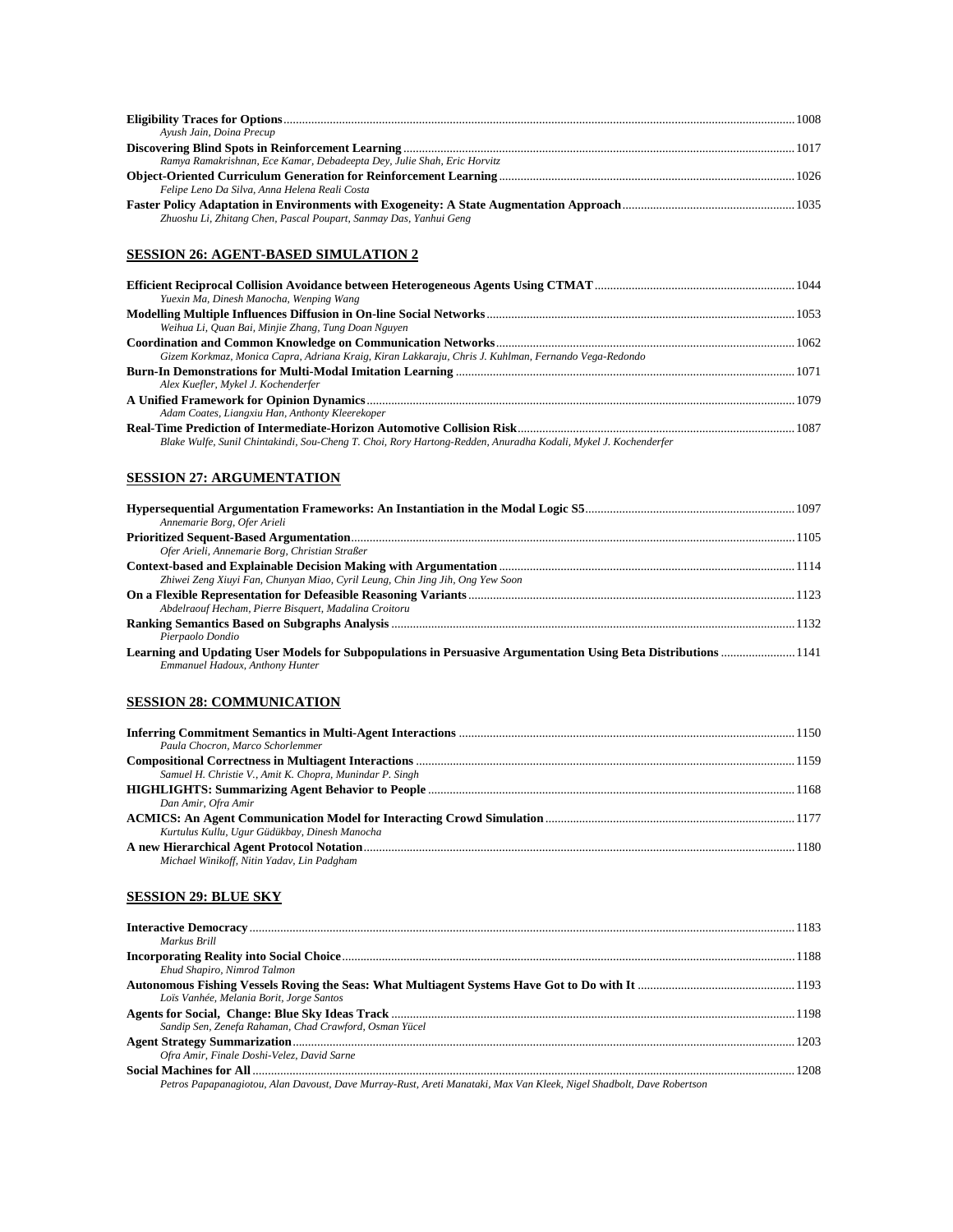**Eligibility Traces for Options** ........ 1008
*Ayush Jain, Doina Precup*

**Discovering Blind Spots in Reinforcement Learning** ........ 1017
*Ramya Ramakrishnan, Ece Kamar, Debadeepta Dey, Julie Shah, Eric Horvitz*

**Object-Oriented Curriculum Generation for Reinforcement Learning** ........ 1026
*Felipe Leno Da Silva, Anna Helena Reali Costa*

**Faster Policy Adaptation in Environments with Exogeneity: A State Augmentation Approach** ........ 1035
*Zhuoshu Li, Zhitang Chen, Pascal Poupart, Sanmay Das, Yanhui Geng*

## SESSION 26: AGENT-BASED SIMULATION 2

**Efficient Reciprocal Collision Avoidance between Heterogeneous Agents Using CTMAT** ........ 1044
*Yuexin Ma, Dinesh Manocha, Wenping Wang*

**Modelling Multiple Influences Diffusion in On-line Social Networks** ........ 1053
*Weihua Li, Quan Bai, Minjie Zhang, Tung Doan Nguyen*

**Coordination and Common Knowledge on Communication Networks** ........ 1062
*Gizem Korkmaz, Monica Capra, Adriana Kraig, Kiran Lakkaraju, Chris J. Kuhlman, Fernando Vega-Redondo*

**Burn-In Demonstrations for Multi-Modal Imitation Learning** ........ 1071
*Alex Kuefler, Mykel J. Kochenderfer*

**A Unified Framework for Opinion Dynamics** ........ 1079
*Adam Coates, Liangxiu Han, Anthony Kleerekoper*

**Real-Time Prediction of Intermediate-Horizon Automotive Collision Risk** ........ 1087
*Blake Wulfe, Sunil Chintakindi, Sou-Cheng T. Choi, Rory Hartong-Redden, Anuradha Kodali, Mykel J. Kochenderfer*

## SESSION 27: ARGUMENTATION

**Hypersequential Argumentation Frameworks: An Instantiation in the Modal Logic S5** ........ 1097
*Annemarie Borg, Ofer Arieli*

**Prioritized Sequent-Based Argumentation** ........ 1105
*Ofer Arieli, Annemarie Borg, Christian Straßer*

**Context-based and Explainable Decision Making with Argumentation** ........ 1114
*Zhiwei Zeng Xiuyi Fan, Chunyan Miao, Cyril Leung, Chin Jing Jih, Ong Yew Soon*

**On a Flexible Representation for Defeasible Reasoning Variants** ........ 1123
*Abdelraouf Hecham, Pierre Bisquert, Madalina Croitoru*

**Ranking Semantics Based on Subgraphs Analysis** ........ 1132
*Pierpaolo Dondio*

**Learning and Updating User Models for Subpopulations in Persuasive Argumentation Using Beta Distributions** ........ 1141
*Emmanuel Hadoux, Anthony Hunter*

## SESSION 28: COMMUNICATION

**Inferring Commitment Semantics in Multi-Agent Interactions** ........ 1150
*Paula Chocron, Marco Schorlemmer*

**Compositional Correctness in Multiagent Interactions** ........ 1159
*Samuel H. Christie V., Amit K. Chopra, Munindar P. Singh*

**HIGHLIGHTS: Summarizing Agent Behavior to People** ........ 1168
*Dan Amir, Ofra Amir*

**ACMICS: An Agent Communication Model for Interacting Crowd Simulation** ........ 1177
*Kurtulus Kullu, Ugur Güdükbay, Dinesh Manocha*

**A new Hierarchical Agent Protocol Notation** ........ 1180
*Michael Winikoff, Nitin Yadav, Lin Padgham*

## SESSION 29: BLUE SKY

**Interactive Democracy** ........ 1183
*Markus Brill*

**Incorporating Reality into Social Choice** ........ 1188
*Ehud Shapiro, Nimrod Talmon*

**Autonomous Fishing Vessels Roving the Seas: What Multiagent Systems Have Got to Do with It** ........ 1193
*Loïs Vanhée, Melania Borit, Jorge Santos*

**Agents for Social, Change: Blue Sky Ideas Track** ........ 1198
*Sandip Sen, Zenefa Rahaman, Chad Crawford, Osman Yücel*

**Agent Strategy Summarization** ........ 1203
*Ofra Amir, Finale Doshi-Velez, David Sarne*

**Social Machines for All** ........ 1208
*Petros Papapanagiotou, Alan Davoust, Dave Murray-Rust, Areti Manataki, Max Van Kleek, Nigel Shadbolt, Dave Robertson*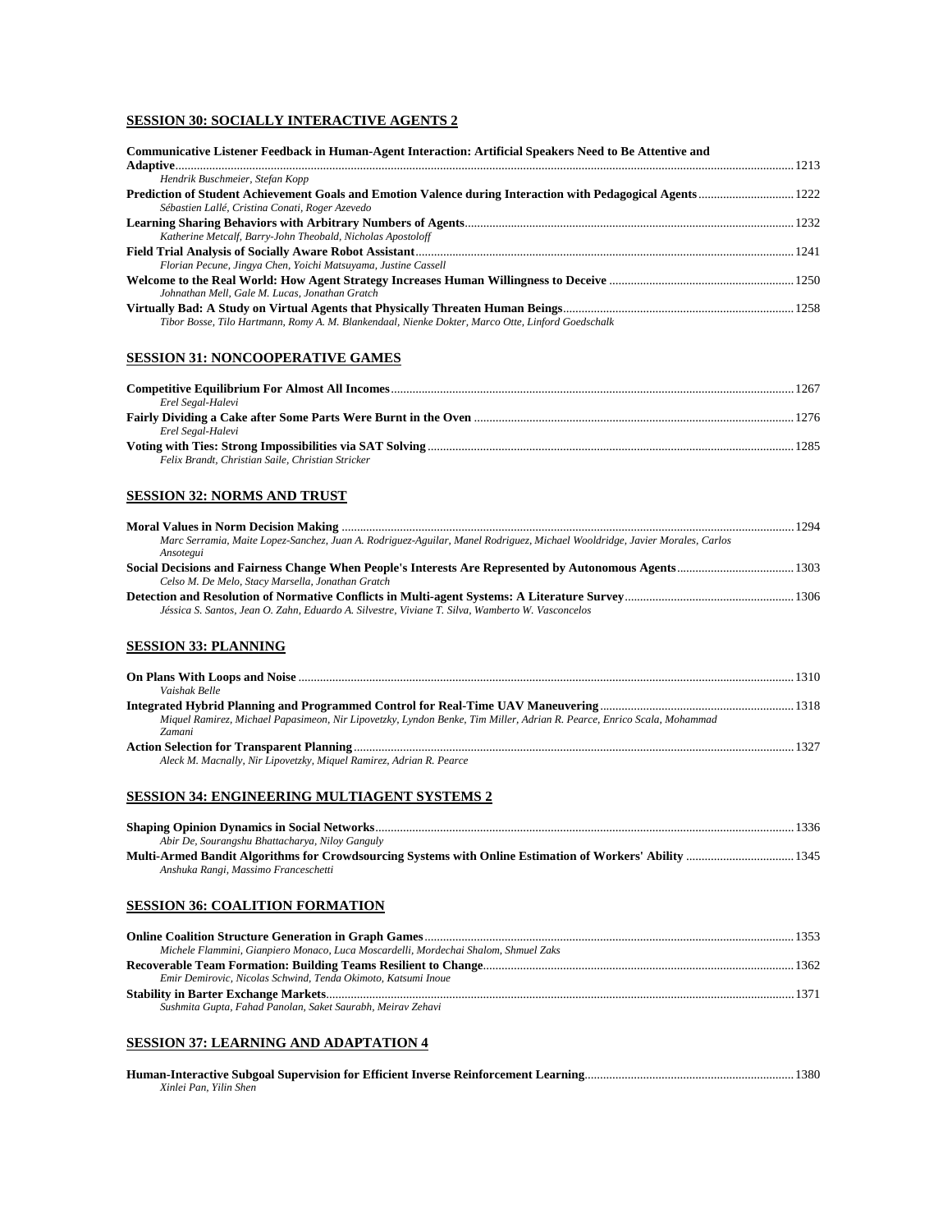## SESSION 30: SOCIALLY INTERACTIVE AGENTS 2

**Communicative Listener Feedback in Human-Agent Interaction: Artificial Speakers Need to Be Attentive and Adaptive** ........ 1213
*Hendrik Buschmeier, Stefan Kopp*

**Prediction of Student Achievement Goals and Emotion Valence during Interaction with Pedagogical Agents** ........ 1222
*Sébastien Lallé, Cristina Conati, Roger Azevedo*

**Learning Sharing Behaviors with Arbitrary Numbers of Agents** ........ 1232
*Katherine Metcalf, Barry-John Theobald, Nicholas Apostoloff*

**Field Trial Analysis of Socially Aware Robot Assistant** ........ 1241
*Florian Pecune, Jingya Chen, Yoichi Matsuyama, Justine Cassell*

**Welcome to the Real World: How Agent Strategy Increases Human Willingness to Deceive** ........ 1250
*Johnathan Mell, Gale M. Lucas, Jonathan Gratch*

**Virtually Bad: A Study on Virtual Agents that Physically Threaten Human Beings** ........ 1258
*Tibor Bosse, Tilo Hartmann, Romy A. M. Blankendaal, Nienke Dokter, Marco Otte, Linford Goedschalk*

## SESSION 31: NONCOOPERATIVE GAMES

**Competitive Equilibrium For Almost All Incomes** ........ 1267
*Erel Segal-Halevi*

**Fairly Dividing a Cake after Some Parts Were Burnt in the Oven** ........ 1276
*Erel Segal-Halevi*

**Voting with Ties: Strong Impossibilities via SAT Solving** ........ 1285
*Felix Brandt, Christian Saile, Christian Stricker*

## SESSION 32: NORMS AND TRUST

**Moral Values in Norm Decision Making** ........ 1294
*Marc Serramia, Maite Lopez-Sanchez, Juan A. Rodriguez-Aguilar, Manel Rodriguez, Michael Wooldridge, Javier Morales, Carlos Ansotegui*

**Social Decisions and Fairness Change When People's Interests Are Represented by Autonomous Agents** ........ 1303
*Celso M. De Melo, Stacy Marsella, Jonathan Gratch*

**Detection and Resolution of Normative Conflicts in Multi-agent Systems: A Literature Survey** ........ 1306
*Jéssica S. Santos, Jean O. Zahn, Eduardo A. Silvestre, Viviane T. Silva, Wamberto W. Vasconcelos*

## SESSION 33: PLANNING

**On Plans With Loops and Noise** ........ 1310
*Vaishak Belle*

**Integrated Hybrid Planning and Programmed Control for Real-Time UAV Maneuvering** ........ 1318
*Miquel Ramirez, Michael Papasimeon, Nir Lipovetzky, Lyndon Benke, Tim Miller, Adrian R. Pearce, Enrico Scala, Mohammad Zamani*

**Action Selection for Transparent Planning** ........ 1327
*Aleck M. Macnally, Nir Lipovetzky, Miquel Ramirez, Adrian R. Pearce*

## SESSION 34: ENGINEERING MULTIAGENT SYSTEMS 2

**Shaping Opinion Dynamics in Social Networks** ........ 1336
*Abir De, Sourangshu Bhattacharya, Niloy Ganguly*

**Multi-Armed Bandit Algorithms for Crowdsourcing Systems with Online Estimation of Workers' Ability** ........ 1345
*Anshuka Rangi, Massimo Franceschetti*

## SESSION 36: COALITION FORMATION

**Online Coalition Structure Generation in Graph Games** ........ 1353
*Michele Flammini, Gianpiero Monaco, Luca Moscardelli, Mordechai Shalom, Shmuel Zaks*

**Recoverable Team Formation: Building Teams Resilient to Change** ........ 1362
*Emir Demirovic, Nicolas Schwind, Tenda Okimoto, Katsumi Inoue*

**Stability in Barter Exchange Markets** ........ 1371
*Sushmita Gupta, Fahad Panolan, Saket Saurabh, Meirav Zehavi*

## SESSION 37: LEARNING AND ADAPTATION 4

**Human-Interactive Subgoal Supervision for Efficient Inverse Reinforcement Learning** ........ 1380
*Xinlei Pan, Yilin Shen*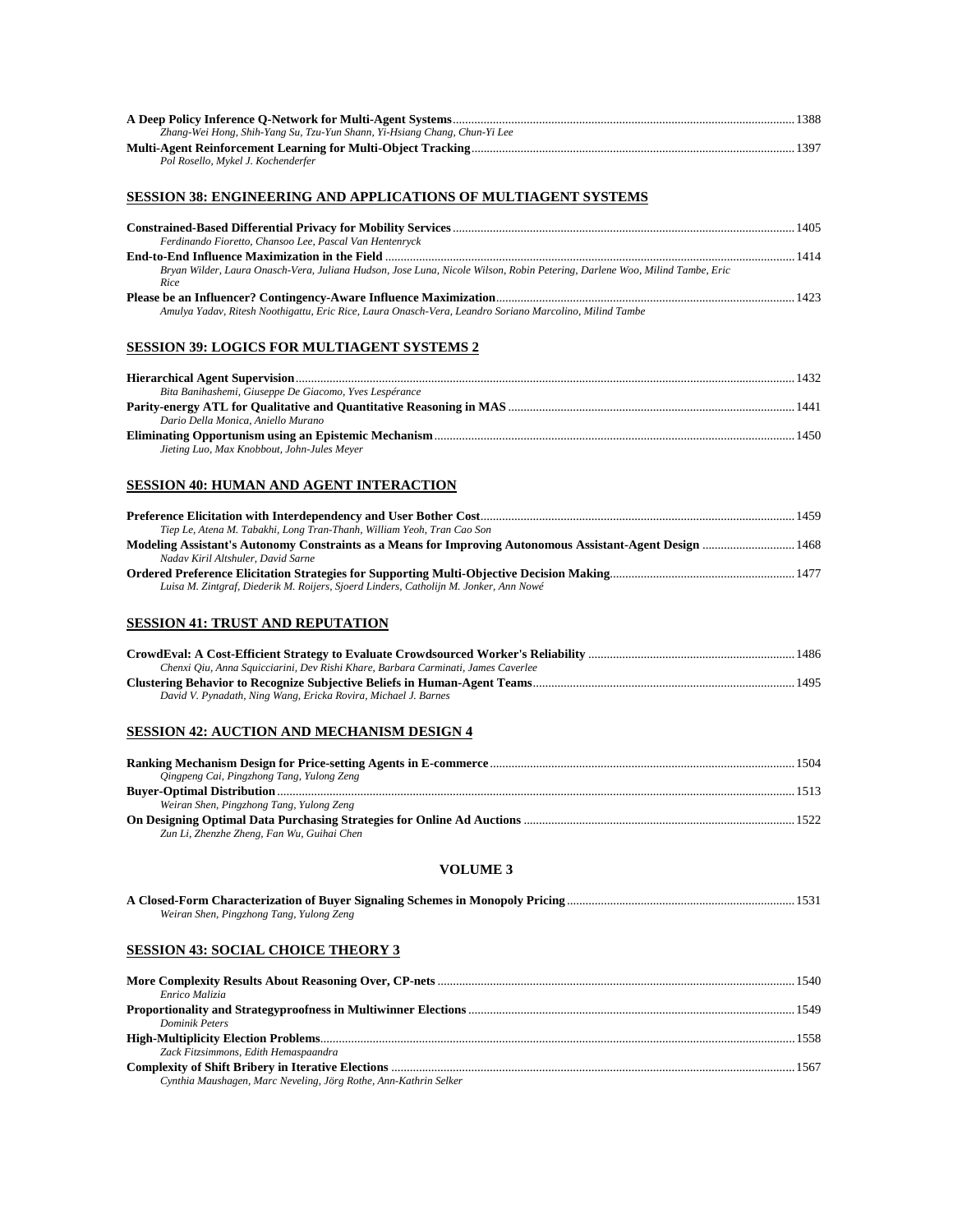**A Deep Policy Inference Q-Network for Multi-Agent Systems** .......... 1388
*Zhang-Wei Hong, Shih-Yang Su, Tzu-Yun Shann, Yi-Hsiang Chang, Chun-Yi Lee*

**Multi-Agent Reinforcement Learning for Multi-Object Tracking** .......... 1397
*Pol Rosello, Mykel J. Kochenderfer*

## SESSION 38: ENGINEERING AND APPLICATIONS OF MULTIAGENT SYSTEMS

**Constrained-Based Differential Privacy for Mobility Services** .......... 1405
*Ferdinando Fioretto, Chansoo Lee, Pascal Van Hentenryck*

**End-to-End Influence Maximization in the Field** .......... 1414
*Bryan Wilder, Laura Onasch-Vera, Juliana Hudson, Jose Luna, Nicole Wilson, Robin Petering, Darlene Woo, Milind Tambe, Eric Rice*

**Please be an Influencer? Contingency-Aware Influence Maximization** .......... 1423
*Amulya Yadav, Ritesh Noothigattu, Eric Rice, Laura Onasch-Vera, Leandro Soriano Marcolino, Milind Tambe*

## SESSION 39: LOGICS FOR MULTIAGENT SYSTEMS 2

**Hierarchical Agent Supervision** .......... 1432
*Bita Banihashemi, Giuseppe De Giacomo, Yves Lespérance*

**Parity-energy ATL for Qualitative and Quantitative Reasoning in MAS** .......... 1441
*Dario Della Monica, Aniello Murano*

**Eliminating Opportunism using an Epistemic Mechanism** .......... 1450
*Jieting Luo, Max Knobbout, John-Jules Meyer*

## SESSION 40: HUMAN AND AGENT INTERACTION

**Preference Elicitation with Interdependency and User Bother Cost** .......... 1459
*Tiep Le, Atena M. Tabakhi, Long Tran-Thanh, William Yeoh, Tran Cao Son*

**Modeling Assistant's Autonomy Constraints as a Means for Improving Autonomous Assistant-Agent Design** .......... 1468
*Nadav Kiril Altshuler, David Sarne*

**Ordered Preference Elicitation Strategies for Supporting Multi-Objective Decision Making** .......... 1477
*Luisa M. Zintgraf, Diederik M. Roijers, Sjoerd Linders, Catholijn M. Jonker, Ann Nowé*

## SESSION 41: TRUST AND REPUTATION

**CrowdEval: A Cost-Efficient Strategy to Evaluate Crowdsourced Worker's Reliability** .......... 1486
*Chenxi Qiu, Anna Squicciarini, Dev Rishi Khare, Barbara Carminati, James Caverlee*

**Clustering Behavior to Recognize Subjective Beliefs in Human-Agent Teams** .......... 1495
*David V. Pynadath, Ning Wang, Ericka Rovira, Michael J. Barnes*

## SESSION 42: AUCTION AND MECHANISM DESIGN 4

**Ranking Mechanism Design for Price-setting Agents in E-commerce** .......... 1504
*Qingpeng Cai, Pingzhong Tang, Yulong Zeng*

**Buyer-Optimal Distribution** .......... 1513
*Weiran Shen, Pingzhong Tang, Yulong Zeng*

**On Designing Optimal Data Purchasing Strategies for Online Ad Auctions** .......... 1522
*Zun Li, Zhenzhe Zheng, Fan Wu, Guihai Chen*

# VOLUME 3

**A Closed-Form Characterization of Buyer Signaling Schemes in Monopoly Pricing** .......... 1531
*Weiran Shen, Pingzhong Tang, Yulong Zeng*

## SESSION 43: SOCIAL CHOICE THEORY 3

**More Complexity Results About Reasoning Over, CP-nets** .......... 1540
*Enrico Malizia*

**Proportionality and Strategyproofness in Multiwinner Elections** .......... 1549
*Dominik Peters*

**High-Multiplicity Election Problems** .......... 1558
*Zack Fitzsimmons, Edith Hemaspaandra*

**Complexity of Shift Bribery in Iterative Elections** .......... 1567
*Cynthia Maushagen, Marc Neveling, Jörg Rothe, Ann-Kathrin Selker*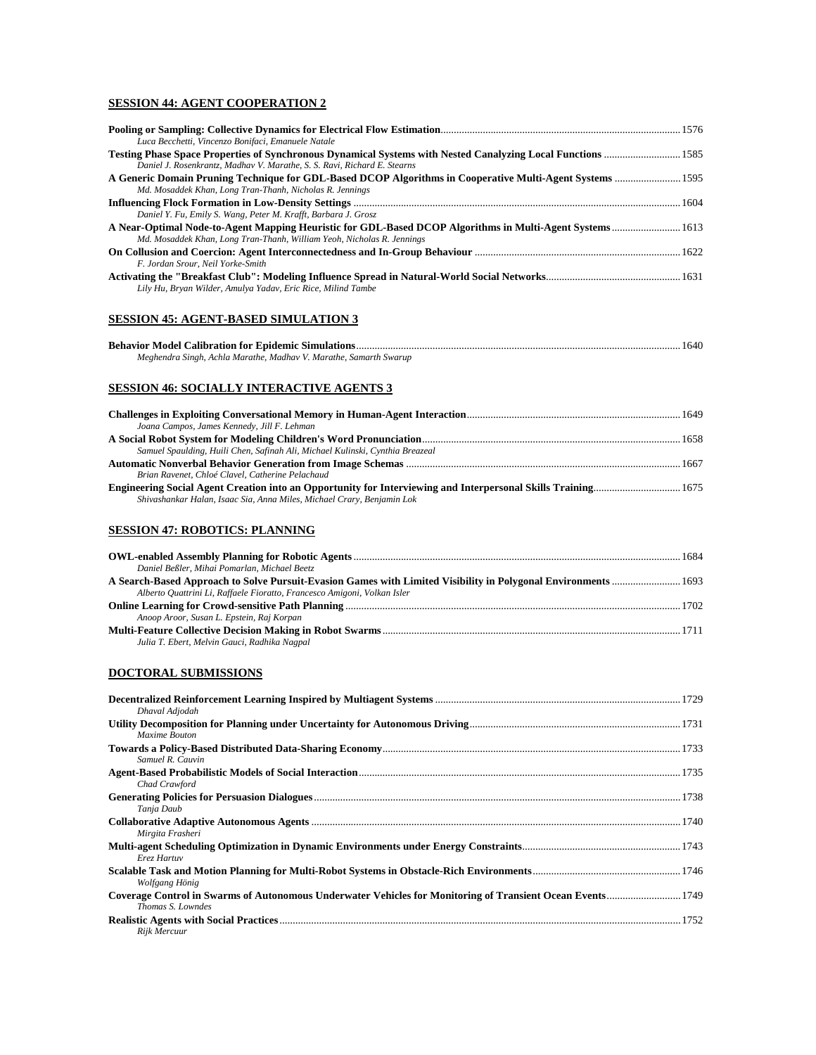## SESSION 44: AGENT COOPERATION 2

**Pooling or Sampling: Collective Dynamics for Electrical Flow Estimation** .......... 1576
*Luca Becchetti, Vincenzo Bonifaci, Emanuele Natale*

**Testing Phase Space Properties of Synchronous Dynamical Systems with Nested Canalyzing Local Functions** .......... 1585
*Daniel J. Rosenkrantz, Madhav V. Marathe, S. S. Ravi, Richard E. Stearns*

**A Generic Domain Pruning Technique for GDL-Based DCOP Algorithms in Cooperative Multi-Agent Systems** .......... 1595
*Md. Mosaddek Khan, Long Tran-Thanh, Nicholas R. Jennings*

**Influencing Flock Formation in Low-Density Settings** .......... 1604
*Daniel Y. Fu, Emily S. Wang, Peter M. Krafft, Barbara J. Grosz*

**A Near-Optimal Node-to-Agent Mapping Heuristic for GDL-Based DCOP Algorithms in Multi-Agent Systems** .......... 1613
*Md. Mosaddek Khan, Long Tran-Thanh, William Yeoh, Nicholas R. Jennings*

**On Collusion and Coercion: Agent Interconnectedness and In-Group Behaviour** .......... 1622
*F. Jordan Srour, Neil Yorke-Smith*

**Activating the "Breakfast Club": Modeling Influence Spread in Natural-World Social Networks** .......... 1631
*Lily Hu, Bryan Wilder, Amulya Yadav, Eric Rice, Milind Tambe*

## SESSION 45: AGENT-BASED SIMULATION 3

**Behavior Model Calibration for Epidemic Simulations** .......... 1640
*Meghendra Singh, Achla Marathe, Madhav V. Marathe, Samarth Swarup*

## SESSION 46: SOCIALLY INTERACTIVE AGENTS 3

**Challenges in Exploiting Conversational Memory in Human-Agent Interaction** .......... 1649
*Joana Campos, James Kennedy, Jill F. Lehman*

**A Social Robot System for Modeling Children's Word Pronunciation** .......... 1658
*Samuel Spaulding, Huili Chen, Safinah Ali, Michael Kulinski, Cynthia Breazeal*

**Automatic Nonverbal Behavior Generation from Image Schemas** .......... 1667
*Brian Ravenet, Chloé Clavel, Catherine Pelachaud*

**Engineering Social Agent Creation into an Opportunity for Interviewing and Interpersonal Skills Training** .......... 1675
*Shivashankar Halan, Isaac Sia, Anna Miles, Michael Crary, Benjamin Lok*

## SESSION 47: ROBOTICS: PLANNING

**OWL-enabled Assembly Planning for Robotic Agents** .......... 1684
*Daniel Beßler, Mihai Pomarlan, Michael Beetz*

**A Search-Based Approach to Solve Pursuit-Evasion Games with Limited Visibility in Polygonal Environments** .......... 1693
*Alberto Quattrini Li, Raffaele Fioratto, Francesco Amigoni, Volkan Isler*

**Online Learning for Crowd-sensitive Path Planning** .......... 1702
*Anoop Aroor, Susan L. Epstein, Raj Korpan*

**Multi-Feature Collective Decision Making in Robot Swarms** .......... 1711
*Julia T. Ebert, Melvin Gauci, Radhika Nagpal*

## DOCTORAL SUBMISSIONS

**Decentralized Reinforcement Learning Inspired by Multiagent Systems** .......... 1729
*Dhaval Adjodah*

**Utility Decomposition for Planning under Uncertainty for Autonomous Driving** .......... 1731
*Maxime Bouton*

**Towards a Policy-Based Distributed Data-Sharing Economy** .......... 1733
*Samuel R. Cauvin*

**Agent-Based Probabilistic Models of Social Interaction** .......... 1735
*Chad Crawford*

**Generating Policies for Persuasion Dialogues** .......... 1738
*Tanja Daub*

**Collaborative Adaptive Autonomous Agents** .......... 1740
*Mirgita Frasheri*

**Multi-agent Scheduling Optimization in Dynamic Environments under Energy Constraints** .......... 1743
*Erez Hartuv*

**Scalable Task and Motion Planning for Multi-Robot Systems in Obstacle-Rich Environments** .......... 1746
*Wolfgang Hönig*

**Coverage Control in Swarms of Autonomous Underwater Vehicles for Monitoring of Transient Ocean Events** .......... 1749
*Thomas S. Lowndes*

**Realistic Agents with Social Practices** .......... 1752
*Rijk Mercuur*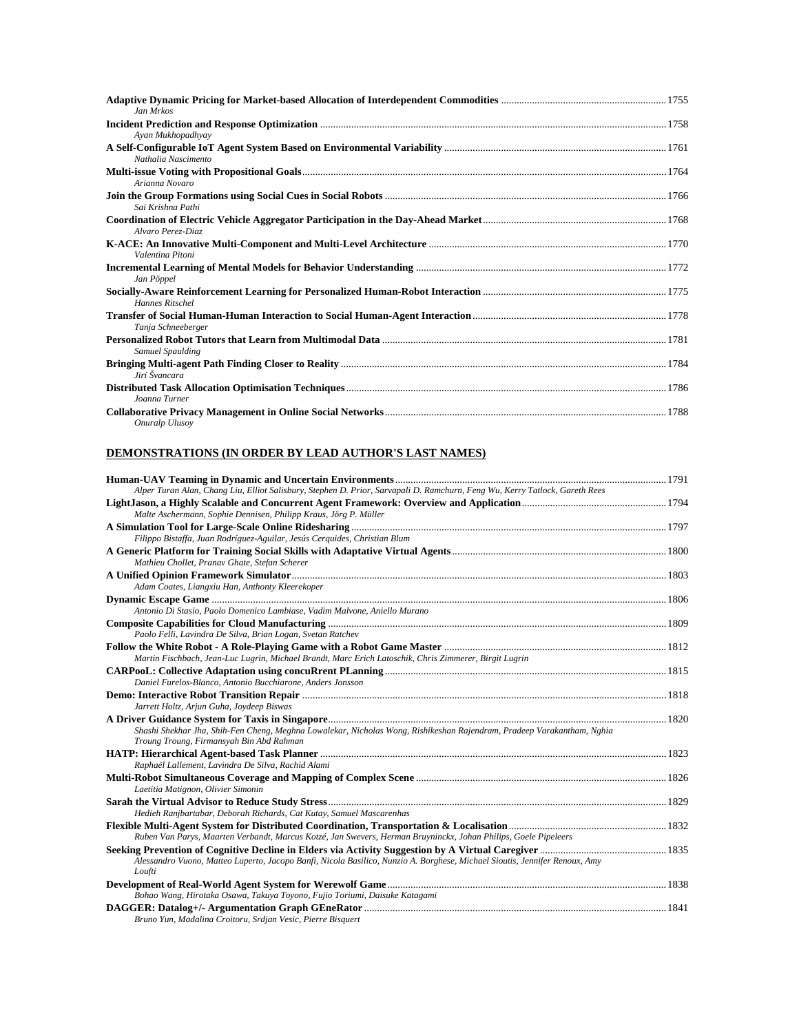**Adaptive Dynamic Pricing for Market-based Allocation of Interdependent Commodities** ............................................................... 1755
*Jan Mrkos*

**Incident Prediction and Response Optimization** ........................................................................................................................... 1758
*Ayan Mukhopadhyay*

**A Self-Configurable IoT Agent System Based on Environmental Variability** ..................................................................................... 1761
*Nathalia Nascimento*

**Multi-issue Voting with Propositional Goals** ................................................................................................................................. 1764
*Arianna Novaro*

**Join the Group Formations using Social Cues in Social Robots** ....................................................................................................... 1766
*Sai Krishna Pathi*

**Coordination of Electric Vehicle Aggregator Participation in the Day-Ahead Market** ...................................................................... 1768
*Alvaro Perez-Diaz*

**K-ACE: An Innovative Multi-Component and Multi-Level Architecture** .......................................................................................... 1770
*Valentina Pitoni*

**Incremental Learning of Mental Models for Behavior Understanding** ............................................................................................... 1772
*Jan Pöppel*

**Socially-Aware Reinforcement Learning for Personalized Human-Robot Interaction** ...................................................................... 1775
*Hannes Ritschel*

**Transfer of Social Human-Human Interaction to Social Human-Agent Interaction** .......................................................................... 1778
*Tanja Schneeberger*

**Personalized Robot Tutors that Learn from Multimodal Data** ............................................................................................................ 1781
*Samuel Spaulding*

**Bringing Multi-agent Path Finding Closer to Reality** ....................................................................................................................... 1784
*Jirí Švancara*

**Distributed Task Allocation Optimisation Techniques** ...................................................................................................................... 1786
*Joanna Turner*

**Collaborative Privacy Management in Online Social Networks** ......................................................................................................... 1788
*Onuralp Ulusoy*

## DEMONSTRATIONS (IN ORDER BY LEAD AUTHOR'S LAST NAMES)

**Human-UAV Teaming in Dynamic and Uncertain Environments** ....................................................................................................... 1791
*Alper Turan Alan, Chang Liu, Elliot Salisbury, Stephen D. Prior, Sarvapali D. Ramchurn, Feng Wu, Kerry Tatlock, Gareth Rees*

**LightJason, a Highly Scalable and Concurrent Agent Framework: Overview and Application** ....................................................... 1794
*Malte Aschermann, Sophie Dennisen, Philipp Kraus, Jörg P. Müller*

**A Simulation Tool for Large-Scale Online Ridesharing** ..................................................................................................................... 1797
*Filippo Bistaffa, Juan Rodríguez-Aguilar, Jesús Cerquides, Christian Blum*

**A Generic Platform for Training Social Skills with Adaptative Virtual Agents** .................................................................................. 1800
*Mathieu Chollet, Pranav Ghate, Stefan Scherer*

**A Unified Opinion Framework Simulator** ........................................................................................................................................ 1803
*Adam Coates, Liangxiu Han, Anthonty Kleerekoper*

**Dynamic Escape Game** ...................................................................................................................................................................... 1806
*Antonio Di Stasio, Paolo Domenico Lambiase, Vadim Malvone, Aniello Murano*

**Composite Capabilities for Cloud Manufacturing** ............................................................................................................................. 1809
*Paolo Felli, Lavindra De Silva, Brian Logan, Svetan Ratchev*

**Follow the White Robot - A Role-Playing Game with a Robot Game Master** ..................................................................................... 1812
*Martin Fischbach, Jean-Luc Lugrin, Michael Brandt, Marc Erich Latoschik, Chris Zimmerer, Birgit Lugrin*

**CARPooL: Collective Adaptation using concuRrent PLanning** ........................................................................................................... 1815
*Daniel Furelos-Blanco, Antonio Bucchiarone, Anders Jonsson*

**Demo: Interactive Robot Transition Repair** ........................................................................................................................................ 1818
*Jarrett Holtz, Arjun Guha, Joydeep Biswas*

**A Driver Guidance System for Taxis in Singapore** ............................................................................................................................. 1820
*Shashi Shekhar Jha, Shih-Fen Cheng, Meghna Lowalekar, Nicholas Wong, Rishikeshan Rajendram, Pradeep Varakantham, Nghia Troung Troung, Firmansyah Bin Abd Rahman*

**HATP: Hierarchical Agent-based Task Planner** ................................................................................................................................. 1823
*Raphaël Lallement, Lavindra De Silva, Rachid Alami*

**Multi-Robot Simultaneous Coverage and Mapping of Complex Scene** ................................................................................................ 1826
*Laetitia Matignon, Olivier Simonin*

**Sarah the Virtual Advisor to Reduce Study Stress** ............................................................................................................................. 1829
*Hedieh Ranjbartabar, Deborah Richards, Cat Kutay, Samuel Mascarenhas*

**Flexible Multi-Agent System for Distributed Coordination, Transportation & Localisation** .............................................................. 1832
*Ruben Van Parys, Maarten Verbandt, Marcus Kotzé, Jan Swevers, Herman Bruyninckx, Johan Philips, Goele Pipeleers*

**Seeking Prevention of Cognitive Decline in Elders via Activity Suggestion by A Virtual Caregiver** ................................................ 1835
*Alessandro Vuono, Matteo Luperto, Jacopo Banfi, Nicola Basilico, Nunzio A. Borghese, Michael Sioutis, Jennifer Renoux, Amy Loufti*

**Development of Real-World Agent System for Werewolf Game** ........................................................................................................... 1838
*Bohao Wang, Hirotaka Osawa, Takuya Toyono, Fujio Toriumi, Daisuke Katagami*

**DAGGER: Datalog+/- Argumentation Graph GEneRator** ...................................................................................................................... 1841
*Bruno Yun, Madalina Croitoru, Srdjan Vesic, Pierre Bisquert*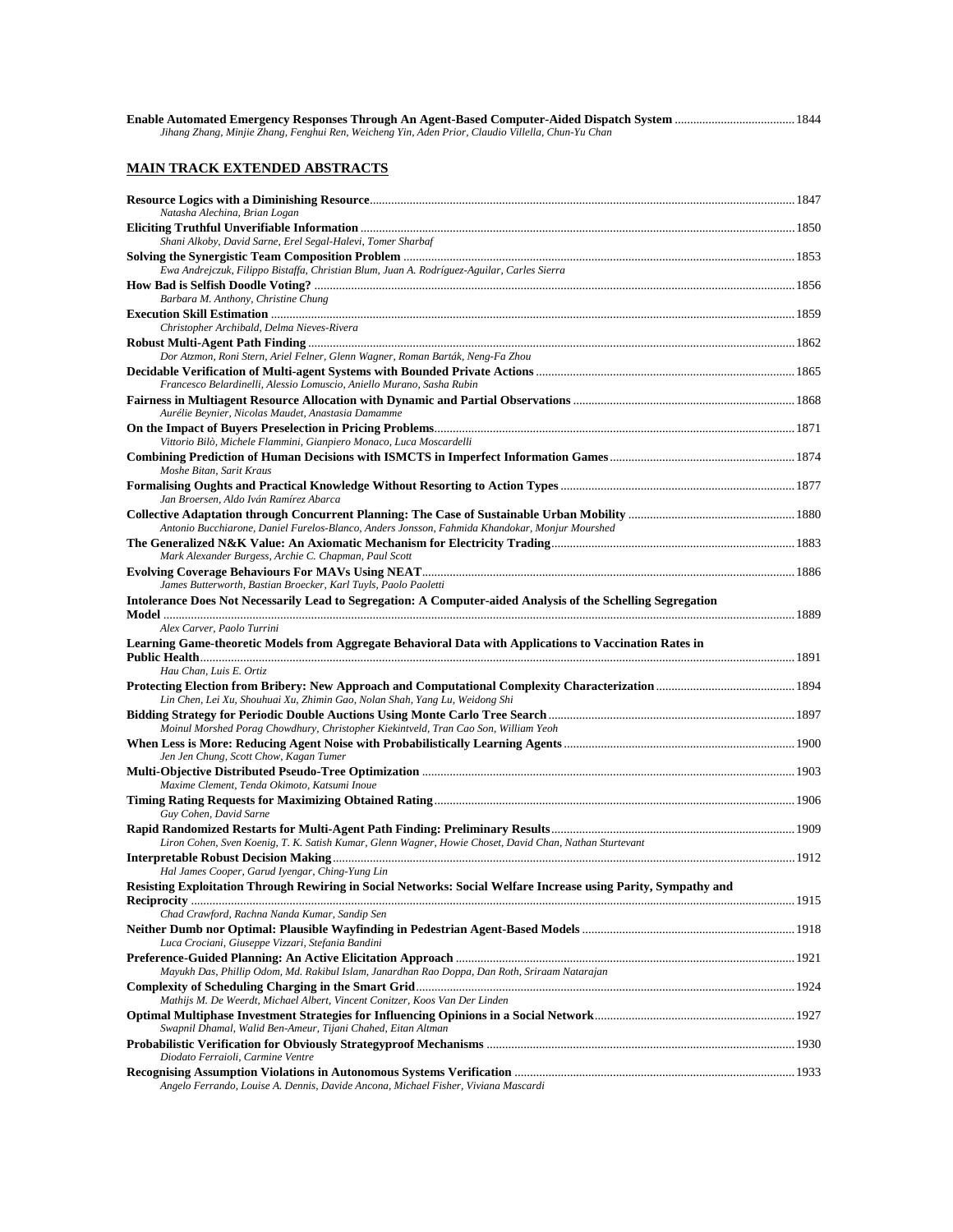**Enable Automated Emergency Responses Through An Agent-Based Computer-Aided Dispatch System** ....................................... 1844
*Jihang Zhang, Minjie Zhang, Fenghui Ren, Weicheng Yin, Aden Prior, Claudio Villella, Chun-Yu Chan*

## MAIN TRACK EXTENDED ABSTRACTS

**Resource Logics with a Diminishing Resource**........................................................................................................................................ 1847
*Natasha Alechina, Brian Logan*

**Eliciting Truthful Unverifiable Information** .......................................................................................................................................... 1850
*Shani Alkoby, David Sarne, Erel Segal-Halevi, Tomer Sharbaf*

**Solving the Synergistic Team Composition Problem** ............................................................................................................................. 1853
*Ewa Andrejczuk, Filippo Bistaffa, Christian Blum, Juan A. Rodríguez-Aguilar, Carles Sierra*

**How Bad is Selfish Doodle Voting?** .......................................................................................................................................................... 1856
*Barbara M. Anthony, Christine Chung*

**Execution Skill Estimation** ........................................................................................................................................................................ 1859
*Christopher Archibald, Delma Nieves-Rivera*

**Robust Multi-Agent Path Finding** ............................................................................................................................................................ 1862
*Dor Atzmon, Roni Stern, Ariel Felner, Glenn Wagner, Roman Barták, Neng-Fa Zhou*

**Decidable Verification of Multi-agent Systems with Bounded Private Actions** .................................................................................. 1865
*Francesco Belardinelli, Alessio Lomuscio, Aniello Murano, Sasha Rubin*

**Fairness in Multiagent Resource Allocation with Dynamic and Partial Observations** ....................................................................... 1868
*Aurélie Beynier, Nicolas Maudet, Anastasia Damamme*

**On the Impact of Buyers Preselection in Pricing Problems**................................................................................................................... 1871
*Vittorio Bilò, Michele Flammini, Gianpiero Monaco, Luca Moscardelli*

**Combining Prediction of Human Decisions with ISMCTS in Imperfect Information Games**........................................................... 1874
*Moshe Bitan, Sarit Kraus*

**Formalising Oughts and Practical Knowledge Without Resorting to Action Types** ........................................................................... 1877
*Jan Broersen, Aldo Iván Ramírez Abarca*

**Collective Adaptation through Concurrent Planning: The Case of Sustainable Urban Mobility** ..................................................... 1880
*Antonio Bucchiarone, Daniel Furelos-Blanco, Anders Jonsson, Fahmida Khandokar, Monjur Mourshed*

**The Generalized N&K Value: An Axiomatic Mechanism for Electricity Trading**............................................................................. 1883
*Mark Alexander Burgess, Archie C. Chapman, Paul Scott*

**Evolving Coverage Behaviours For MAVs Using NEAT**...................................................................................................................... 1886
*James Butterworth, Bastian Broecker, Karl Tuyls, Paolo Paoletti*

**Intolerance Does Not Necessarily Lead to Segregation: A Computer-aided Analysis of the Schelling Segregation Model** ............................................................................................................................................................................................................... 1889
*Alex Carver, Paolo Turrini*

**Learning Game-theoretic Models from Aggregate Behavioral Data with Applications to Vaccination Rates in Public Health**............................................................................................................................................................................................ 1891
*Hau Chan, Luis E. Ortiz*

**Protecting Election from Bribery: New Approach and Computational Complexity Characterization** ............................................ 1894
*Lin Chen, Lei Xu, Shouhuai Xu, Zhimin Gao, Nolan Shah, Yang Lu, Weidong Shi*

**Bidding Strategy for Periodic Double Auctions Using Monte Carlo Tree Search** ............................................................................... 1897
*Moinul Morshed Porag Chowdhury, Christopher Kiekintveld, Tran Cao Son, William Yeoh*

**When Less is More: Reducing Agent Noise with Probabilistically Learning Agents** .......................................................................... 1900
*Jen Jen Chung, Scott Chow, Kagan Tumer*

**Multi-Objective Distributed Pseudo-Tree Optimization** ........................................................................................................................ 1903
*Maxime Clement, Tenda Okimoto, Katsumi Inoue*

**Timing Rating Requests for Maximizing Obtained Rating**.................................................................................................................... 1906
*Guy Cohen, David Sarne*

**Rapid Randomized Restarts for Multi-Agent Path Finding: Preliminary Results**.............................................................................. 1909
*Liron Cohen, Sven Koenig, T. K. Satish Kumar, Glenn Wagner, Howie Choset, David Chan, Nathan Sturtevant*

**Interpretable Robust Decision Making**..................................................................................................................................................... 1912
*Hal James Cooper, Garud Iyengar, Ching-Yung Lin*

**Resisting Exploitation Through Rewiring in Social Networks: Social Welfare Increase using Parity, Sympathy and Reciprocity** ............................................................................................................................................................................................................ 1915
*Chad Crawford, Rachna Nanda Kumar, Sandip Sen*

**Neither Dumb nor Optimal: Plausible Wayfinding in Pedestrian Agent-Based Models** .................................................................... 1918
*Luca Crociani, Giuseppe Vizzari, Stefania Bandini*

**Preference-Guided Planning: An Active Elicitation Approach** ............................................................................................................. 1921
*Mayukh Das, Phillip Odom, Md. Rakibul Islam, Janardhan Rao Doppa, Dan Roth, Sriraam Natarajan*

**Complexity of Scheduling Charging in the Smart Grid**......................................................................................................................... 1924
*Mathijs M. De Weerdt, Michael Albert, Vincent Conitzer, Koos Van Der Linden*

**Optimal Multiphase Investment Strategies for Influencing Opinions in a Social Network**................................................................ 1927
*Swapnil Dhamal, Walid Ben-Ameur, Tijani Chahed, Eitan Altman*

**Probabilistic Verification for Obviously Strategyproof Mechanisms** ................................................................................................... 1930
*Diodato Ferraioli, Carmine Ventre*

**Recognising Assumption Violations in Autonomous Systems Verification** .......................................................................................... 1933
*Angelo Ferrando, Louise A. Dennis, Davide Ancona, Michael Fisher, Viviana Mascardi*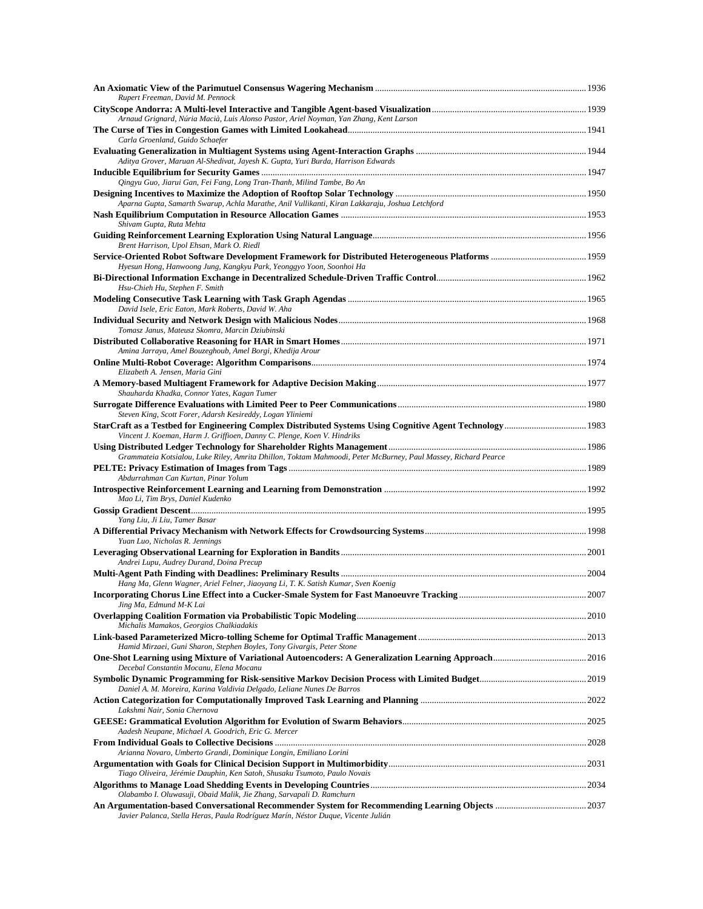**An Axiomatic View of the Parimutuel Consensus Wagering Mechanism** ........ 1936
*Rupert Freeman, David M. Pennock*

**CityScope Andorra: A Multi-level Interactive and Tangible Agent-based Visualization** ........ 1939
*Arnaud Grignard, Núria Macià, Luis Alonso Pastor, Ariel Noyman, Yan Zhang, Kent Larson*

**The Curse of Ties in Congestion Games with Limited Lookahead** ........ 1941
*Carla Groenland, Guido Schaefer*

**Evaluating Generalization in Multiagent Systems using Agent-Interaction Graphs** ........ 1944
*Aditya Grover, Maruan Al-Shedivat, Jayesh K. Gupta, Yuri Burda, Harrison Edwards*

**Inducible Equilibrium for Security Games** ........ 1947
*Qingyu Guo, Jiarui Gan, Fei Fang, Long Tran-Thanh, Milind Tambe, Bo An*

**Designing Incentives to Maximize the Adoption of Rooftop Solar Technology** ........ 1950
*Aparna Gupta, Samarth Swarup, Achla Marathe, Anil Vullikanti, Kiran Lakkaraju, Joshua Letchford*

**Nash Equilibrium Computation in Resource Allocation Games** ........ 1953
*Shivam Gupta, Ruta Mehta*

**Guiding Reinforcement Learning Exploration Using Natural Language** ........ 1956
*Brent Harrison, Upol Ehsan, Mark O. Riedl*

**Service-Oriented Robot Software Development Framework for Distributed Heterogeneous Platforms** ........ 1959
*Hyesun Hong, Hanwoong Jung, Kangkyu Park, Yeonggyo Yoon, Soonhoi Ha*

**Bi-Directional Information Exchange in Decentralized Schedule-Driven Traffic Control** ........ 1962
*Hsu-Chieh Hu, Stephen F. Smith*

**Modeling Consecutive Task Learning with Task Graph Agendas** ........ 1965
*David Isele, Eric Eaton, Mark Roberts, David W. Aha*

**Individual Security and Network Design with Malicious Nodes** ........ 1968
*Tomasz Janus, Mateusz Skomra, Marcin Dziubinski*

**Distributed Collaborative Reasoning for HAR in Smart Homes** ........ 1971
*Amina Jarraya, Amel Bouzeghoub, Amel Borgi, Khedija Arour*

**Online Multi-Robot Coverage: Algorithm Comparisons** ........ 1974
*Elizabeth A. Jensen, Maria Gini*

**A Memory-based Multiagent Framework for Adaptive Decision Making** ........ 1977
*Shauharda Khadka, Connor Yates, Kagan Tumer*

**Surrogate Difference Evaluations with Limited Peer to Peer Communications** ........ 1980
*Steven King, Scott Forer, Adarsh Kesireddy, Logan Yliniemi*

**StarCraft as a Testbed for Engineering Complex Distributed Systems Using Cognitive Agent Technology** ........ 1983
*Vincent J. Koeman, Harm J. Griffioen, Danny C. Plenge, Koen V. Hindriks*

**Using Distributed Ledger Technology for Shareholder Rights Management** ........ 1986
*Grammateia Kotsialou, Luke Riley, Amrita Dhillon, Toktam Mahmoodi, Peter McBurney, Paul Massey, Richard Pearce*

**PELTE: Privacy Estimation of Images from Tags** ........ 1989
*Abdurrahman Can Kurtan, Pinar Yolum*

**Introspective Reinforcement Learning and Learning from Demonstration** ........ 1992
*Mao Li, Tim Brys, Daniel Kudenko*

**Gossip Gradient Descent** ........ 1995
*Yang Liu, Ji Liu, Tamer Basar*

**A Differential Privacy Mechanism with Network Effects for Crowdsourcing Systems** ........ 1998
*Yuan Luo, Nicholas R. Jennings*

**Leveraging Observational Learning for Exploration in Bandits** ........ 2001
*Andrei Lupu, Audrey Durand, Doina Precup*

**Multi-Agent Path Finding with Deadlines: Preliminary Results** ........ 2004
*Hang Ma, Glenn Wagner, Ariel Felner, Jiaoyang Li, T. K. Satish Kumar, Sven Koenig*

**Incorporating Chorus Line Effect into a Cucker-Smale System for Fast Manoeuvre Tracking** ........ 2007
*Jing Ma, Edmund M-K Lai*

**Overlapping Coalition Formation via Probabilistic Topic Modeling** ........ 2010
*Michalis Mamakos, Georgios Chalkiadakis*

**Link-based Parameterized Micro-tolling Scheme for Optimal Traffic Management** ........ 2013
*Hamid Mirzaei, Guni Sharon, Stephen Boyles, Tony Givargis, Peter Stone*

**One-Shot Learning using Mixture of Variational Autoencoders: A Generalization Learning Approach** ........ 2016
*Decebal Constantin Mocanu, Elena Mocanu*

**Symbolic Dynamic Programming for Risk-sensitive Markov Decision Process with Limited Budget** ........ 2019
*Daniel A. M. Moreira, Karina Valdivia Delgado, Leliane Nunes De Barros*

**Action Categorization for Computationally Improved Task Learning and Planning** ........ 2022
*Lakshmi Nair, Sonia Chernova*

**GEESE: Grammatical Evolution Algorithm for Evolution of Swarm Behaviors** ........ 2025
*Aadesh Neupane, Michael A. Goodrich, Eric G. Mercer*

**From Individual Goals to Collective Decisions** ........ 2028
*Arianna Novaro, Umberto Grandi, Dominique Longin, Emiliano Lorini*

**Argumentation with Goals for Clinical Decision Support in Multimorbidity** ........ 2031
*Tiago Oliveira, Jérémie Dauphin, Ken Satoh, Shusaku Tsumoto, Paulo Novais*

**Algorithms to Manage Load Shedding Events in Developing Countries** ........ 2034
*Olabambo I. Oluwasuji, Obaid Malik, Jie Zhang, Sarvapali D. Ramchurn*

**An Argumentation-based Conversational Recommender System for Recommending Learning Objects** ........ 2037
*Javier Palanca, Stella Heras, Paula Rodríguez Marín, Néstor Duque, Vicente Julián*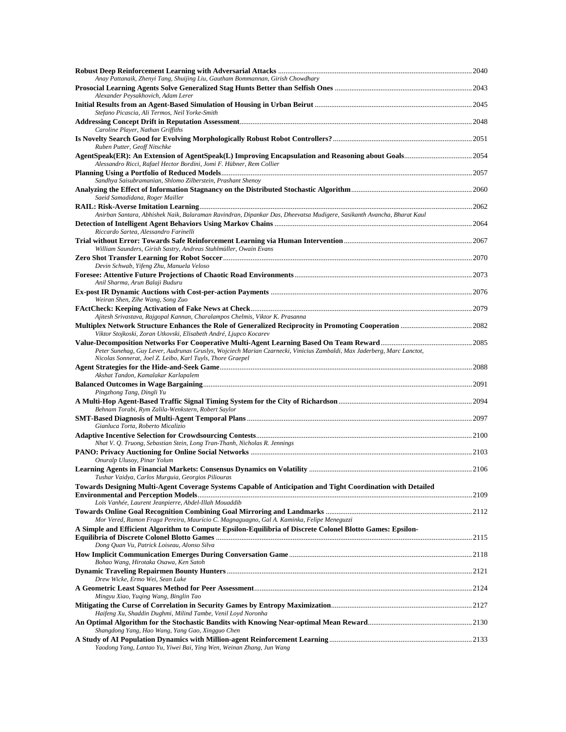**Robust Deep Reinforcement Learning with Adversarial Attacks** ... 2040
*Anay Pattanaik, Zhenyi Tang, Shuijing Liu, Gautham Bommannan, Girish Chowdhary*

**Prosocial Learning Agents Solve Generalized Stag Hunts Better than Selfish Ones** ... 2043
*Alexander Peysakhovich, Adam Lerer*

**Initial Results from an Agent-Based Simulation of Housing in Urban Beirut** ... 2045
*Stefano Picascia, Ali Termos, Neil Yorke-Smith*

**Addressing Concept Drift in Reputation Assessment** ... 2048
*Caroline Player, Nathan Griffiths*

**Is Novelty Search Good for Evolving Morphologically Robust Robot Controllers?** ... 2051
*Ruben Putter, Geoff Nitschke*

**AgentSpeak(ER): An Extension of AgentSpeak(L) Improving Encapsulation and Reasoning about Goals** ... 2054
*Alessandro Ricci, Rafael Hector Bordini, Jomi F. Hübner, Rem Collier*

**Planning Using a Portfolio of Reduced Models** ... 2057
*Sandhya Saisubramanian, Shlomo Zilberstein, Prashant Shenoy*

**Analyzing the Effect of Information Stagnancy on the Distributed Stochastic Algorithm** ... 2060
*Saeid Samadidana, Roger Mailler*

**RAIL: Risk-Averse Imitation Learning** ... 2062
*Anirban Santara, Abhishek Naik, Balaraman Ravindran, Dipankar Das, Dheevatsa Mudigere, Sasikanth Avancha, Bharat Kaul*

**Detection of Intelligent Agent Behaviors Using Markov Chains** ... 2064
*Riccardo Sartea, Alessandro Farinelli*

**Trial without Error: Towards Safe Reinforcement Learning via Human Intervention** ... 2067
*William Saunders, Girish Sastry, Andreas Stuhlmüller, Owain Evans*

**Zero Shot Transfer Learning for Robot Soccer** ... 2070
*Devin Schwab, Yifeng Zhu, Manuela Veloso*

**Foresee: Attentive Future Projections of Chaotic Road Environments** ... 2073
*Anil Sharma, Arun Balaji Buduru*

**Ex-post IR Dynamic Auctions with Cost-per-action Payments** ... 2076
*Weiran Shen, Zihe Wang, Song Zuo*

**FActCheck: Keeping Activation of Fake News at Check** ... 2079
*Ajitesh Srivastava, Rajgopal Kannan, Charalampos Chelmis, Viktor K. Prasanna*

**Multiplex Network Structure Enhances the Role of Generalized Reciprocity in Promoting Cooperation** ... 2082
*Viktor Stojkoski, Zoran Utkovski, Elisabeth André, Ljupco Kocarev*

**Value-Decomposition Networks For Cooperative Multi-Agent Learning Based On Team Reward** ... 2085
*Peter Sunehag, Guy Lever, Audrunas Gruslys, Wojciech Marian Czarnecki, Vinicius Zambaldi, Max Jaderberg, Marc Lanctot, Nicolas Sonnerat, Joel Z. Leibo, Karl Tuyls, Thore Graepel*

**Agent Strategies for the Hide-and-Seek Game** ... 2088
*Akshat Tandon, Kamalakar Karlapalem*

**Balanced Outcomes in Wage Bargaining** ... 2091
*Pingzhong Tang, Dingli Yu*

**A Multi-Hop Agent-Based Traffic Signal Timing System for the City of Richardson** ... 2094
*Behnam Torabi, Rym Zalila-Wenkstern, Robert Saylor*

**SMT-Based Diagnosis of Multi-Agent Temporal Plans** ... 2097
*Gianluca Torta, Roberto Micalizio*

**Adaptive Incentive Selection for Crowdsourcing Contests** ... 2100
*Nhat V. Q. Truong, Sebastian Stein, Long Tran-Thanh, Nicholas R. Jennings*

**PANO: Privacy Auctioning for Online Social Networks** ... 2103
*Onuralp Ulusoy, Pinar Yolum*

**Learning Agents in Financial Markets: Consensus Dynamics on Volatility** ... 2106
*Tushar Vaidya, Carlos Murguia, Georgios Piliouras*

**Towards Designing Multi-Agent Coverage Systems Capable of Anticipation and Tight Coordination with Detailed Environmental and Perception Models** ... 2109
*Loïs Vanhée, Laurent Jeanpierre, Abdel-Illah Mouaddib*

**Towards Online Goal Recognition Combining Goal Mirroring and Landmarks** ... 2112
*Mor Vered, Ramon Fraga Pereira, Maurício C. Magnaguagno, Gal A. Kaminka, Felipe Meneguzzi*

**A Simple and Efficient Algorithm to Compute Epsilon-Equilibria of Discrete Colonel Blotto Games: Epsilon-Equilibria of Discrete Colonel Blotto Games** ... 2115
*Dong Quan Vu, Patrick Loiseau, Alonso Silva*

**How Implicit Communication Emerges During Conversation Game** ... 2118
*Bohao Wang, Hirotaka Osawa, Ken Satoh*

**Dynamic Traveling Repairmen Bounty Hunters** ... 2121
*Drew Wicke, Ermo Wei, Sean Luke*

**A Geometric Least Squares Method for Peer Assessment** ... 2124
*Mingyu Xiao, Yuqing Wang, Binglin Tao*

**Mitigating the Curse of Correlation in Security Games by Entropy Maximization** ... 2127
*Haifeng Xu, Shaddin Dughmi, Milind Tambe, Venil Loyd Noronha*

**An Optimal Algorithm for the Stochastic Bandits with Knowing Near-optimal Mean Reward** ... 2130
*Shangdong Yang, Hao Wang, Yang Gao, Xingguo Chen*

**A Study of AI Population Dynamics with Million-agent Reinforcement Learning** ... 2133
*Yaodong Yang, Lantao Yu, Yiwei Bai, Ying Wen, Weinan Zhang, Jun Wang*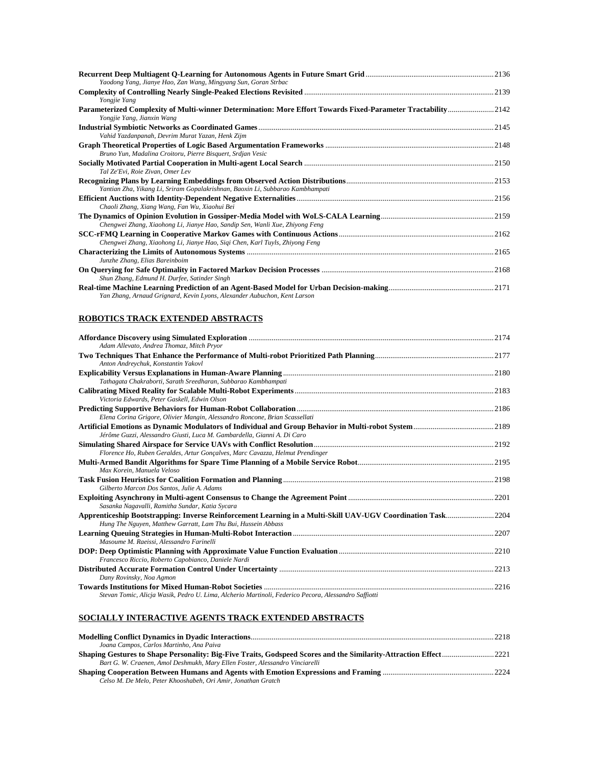**Recurrent Deep Multiagent Q-Learning for Autonomous Agents in Future Smart Grid** .......... 2136
*Yaodong Yang, Jianye Hao, Zan Wang, Mingyang Sun, Goran Strbac*

**Complexity of Controlling Nearly Single-Peaked Elections Revisited** .......... 2139
*Yongjie Yang*

**Parameterized Complexity of Multi-winner Determination: More Effort Towards Fixed-Parameter Tractability** .......... 2142
*Yongjie Yang, Jianxin Wang*

**Industrial Symbiotic Networks as Coordinated Games** .......... 2145
*Vahid Yazdanpanah, Devrim Murat Yazan, Henk Zijm*

**Graph Theoretical Properties of Logic Based Argumentation Frameworks** .......... 2148
*Bruno Yun, Madalina Croitoru, Pierre Bisquert, Srdjan Vesic*

**Socially Motivated Partial Cooperation in Multi-agent Local Search** .......... 2150
*Tal Ze'Evi, Roie Zivan, Omer Lev*

**Recognizing Plans by Learning Embeddings from Observed Action Distributions** .......... 2153
*Yantian Zha, Yikang Li, Sriram Gopalakrishnan, Baoxin Li, Subbarao Kambhampati*

**Efficient Auctions with Identity-Dependent Negative Externalities** .......... 2156
*Chaoli Zhang, Xiang Wang, Fan Wu, Xiaohui Bei*

**The Dynamics of Opinion Evolution in Gossiper-Media Model with WoLS-CALA Learning** .......... 2159
*Chengwei Zhang, Xiaohong Li, Jianye Hao, Sandip Sen, Wanli Xue, Zhiyong Feng*

**SCC-rFMQ Learning in Cooperative Markov Games with Continuous Actions** .......... 2162
*Chengwei Zhang, Xiaohong Li, Jianye Hao, Siqi Chen, Karl Tuyls, Zhiyong Feng*

**Characterizing the Limits of Autonomous Systems** .......... 2165
*Junzhe Zhang, Elias Bareinboim*

**On Querying for Safe Optimality in Factored Markov Decision Processes** .......... 2168
*Shun Zhang, Edmund H. Durfee, Satinder Singh*

**Real-time Machine Learning Prediction of an Agent-Based Model for Urban Decision-making** .......... 2171
*Yan Zhang, Arnaud Grignard, Kevin Lyons, Alexander Aubuchon, Kent Larson*

## ROBOTICS TRACK EXTENDED ABSTRACTS

**Affordance Discovery using Simulated Exploration** .......... 2174
*Adam Allevato, Andrea Thomaz, Mitch Pryor*

**Two Techniques That Enhance the Performance of Multi-robot Prioritized Path Planning** .......... 2177
*Anton Andreychuk, Konstantin Yakovl*

**Explicability Versus Explanations in Human-Aware Planning** .......... 2180
*Tathagata Chakraborti, Sarath Sreedharan, Subbarao Kambhampati*

**Calibrating Mixed Reality for Scalable Multi-Robot Experiments** .......... 2183
*Victoria Edwards, Peter Gaskell, Edwin Olson*

**Predicting Supportive Behaviors for Human-Robot Collaboration** .......... 2186
*Elena Corina Grigore, Olivier Mangin, Alessandro Roncone, Brian Scassellati*

**Artificial Emotions as Dynamic Modulators of Individual and Group Behavior in Multi-robot System** .......... 2189
*Jérôme Guzzi, Alessandro Giusti, Luca M. Gambardella, Gianni A. Di Caro*

**Simulating Shared Airspace for Service UAVs with Conflict Resolution** .......... 2192
*Florence Ho, Ruben Geraldes, Artur Gonçalves, Marc Cavazza, Helmut Prendinger*

**Multi-Armed Bandit Algorithms for Spare Time Planning of a Mobile Service Robot** .......... 2195
*Max Korein, Manuela Veloso*

**Task Fusion Heuristics for Coalition Formation and Planning** .......... 2198
*Gilberto Marcon Dos Santos, Julie A. Adams*

**Exploiting Asynchrony in Multi-agent Consensus to Change the Agreement Point** .......... 2201
*Sasanka Nagavalli, Ramitha Sundar, Katia Sycara*

**Apprenticeship Bootstrapping: Inverse Reinforcement Learning in a Multi-Skill UAV-UGV Coordination Task** .......... 2204
*Hung The Nguyen, Matthew Garratt, Lam Thu Bui, Hussein Abbass*

**Learning Queuing Strategies in Human-Multi-Robot Interaction** .......... 2207
*Masoume M. Raeissi, Alessandro Farinelli*

**DOP: Deep Optimistic Planning with Approximate Value Function Evaluation** .......... 2210
*Francesco Riccio, Roberto Capobianco, Daniele Nardi*

**Distributed Accurate Formation Control Under Uncertainty** .......... 2213
*Dany Rovinsky, Noa Agmon*

**Towards Institutions for Mixed Human-Robot Societies** .......... 2216
*Stevan Tomic, Alicja Wasik, Pedro U. Lima, Alcherio Martinoli, Federico Pecora, Alessandro Saffiotti*

## SOCIALLY INTERACTIVE AGENTS TRACK EXTENDED ABSTRACTS

**Modelling Conflict Dynamics in Dyadic Interactions** .......... 2218
*Joana Campos, Carlos Martinho, Ana Paiva*

**Shaping Gestures to Shape Personality: Big-Five Traits, Godspeed Scores and the Similarity-Attraction Effect** .......... 2221
*Bart G. W. Craenen, Amol Deshmukh, Mary Ellen Foster, Alessandro Vinciarelli*

**Shaping Cooperation Between Humans and Agents with Emotion Expressions and Framing** .......... 2224
*Celso M. De Melo, Peter Khooshabeh, Ori Amir, Jonathan Gratch*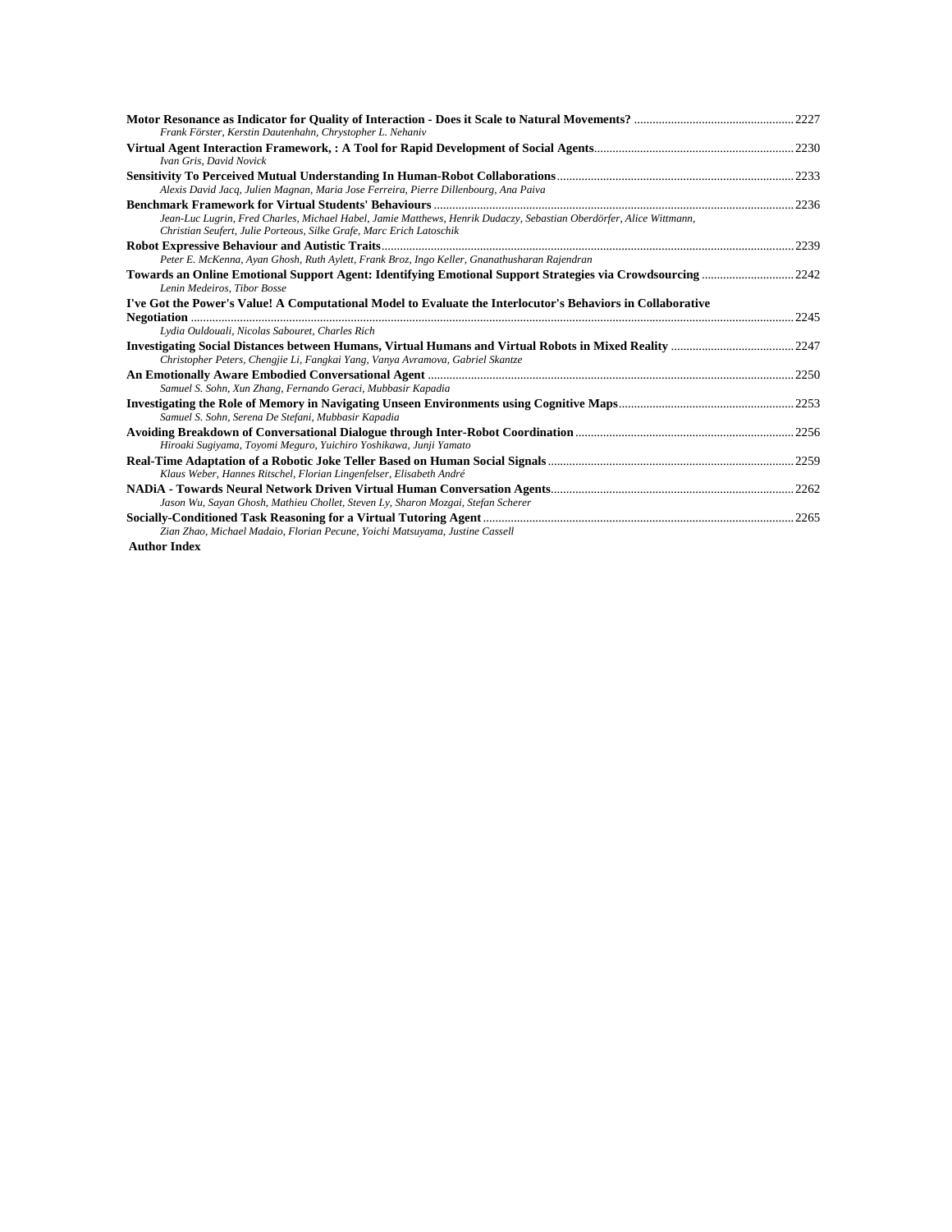**Motor Resonance as Indicator for Quality of Interaction - Does it Scale to Natural Movements?** .......... 2227
*Frank Förster, Kerstin Dautenhahn, Chrystopher L. Nehaniv*

**Virtual Agent Interaction Framework, : A Tool for Rapid Development of Social Agents** .......... 2230
*Ivan Gris, David Novick*

**Sensitivity To Perceived Mutual Understanding In Human-Robot Collaborations** .......... 2233
*Alexis David Jacq, Julien Magnan, Maria Jose Ferreira, Pierre Dillenbourg, Ana Paiva*

**Benchmark Framework for Virtual Students' Behaviours** .......... 2236
*Jean-Luc Lugrin, Fred Charles, Michael Habel, Jamie Matthews, Henrik Dudaczy, Sebastian Oberdörfer, Alice Wittmann, Christian Seufert, Julie Porteous, Silke Grafe, Marc Erich Latoschik*

**Robot Expressive Behaviour and Autistic Traits** .......... 2239
*Peter E. McKenna, Ayan Ghosh, Ruth Aylett, Frank Broz, Ingo Keller, Gnanathusharan Rajendran*

**Towards an Online Emotional Support Agent: Identifying Emotional Support Strategies via Crowdsourcing** .......... 2242
*Lenin Medeiros, Tibor Bosse*

**I've Got the Power's Value! A Computational Model to Evaluate the Interlocutor's Behaviors in Collaborative Negotiation** .......... 2245
*Lydia Ouldouali, Nicolas Sabouret, Charles Rich*

**Investigating Social Distances between Humans, Virtual Humans and Virtual Robots in Mixed Reality** .......... 2247
*Christopher Peters, Chengjie Li, Fangkai Yang, Vanya Avramova, Gabriel Skantze*

**An Emotionally Aware Embodied Conversational Agent** .......... 2250
*Samuel S. Sohn, Xun Zhang, Fernando Geraci, Mubbasir Kapadia*

**Investigating the Role of Memory in Navigating Unseen Environments using Cognitive Maps** .......... 2253
*Samuel S. Sohn, Serena De Stefani, Mubbasir Kapadia*

**Avoiding Breakdown of Conversational Dialogue through Inter-Robot Coordination** .......... 2256
*Hiroaki Sugiyama, Toyomi Meguro, Yuichiro Yoshikawa, Junji Yamato*

**Real-Time Adaptation of a Robotic Joke Teller Based on Human Social Signals** .......... 2259
*Klaus Weber, Hannes Ritschel, Florian Lingenfelser, Elisabeth André*

**NADiA - Towards Neural Network Driven Virtual Human Conversation Agents** .......... 2262
*Jason Wu, Sayan Ghosh, Mathieu Chollet, Steven Ly, Sharon Mozgai, Stefan Scherer*

**Socially-Conditioned Task Reasoning for a Virtual Tutoring Agent** .......... 2265
*Zian Zhao, Michael Madaio, Florian Pecune, Yoichi Matsuyama, Justine Cassell*

**Author Index**